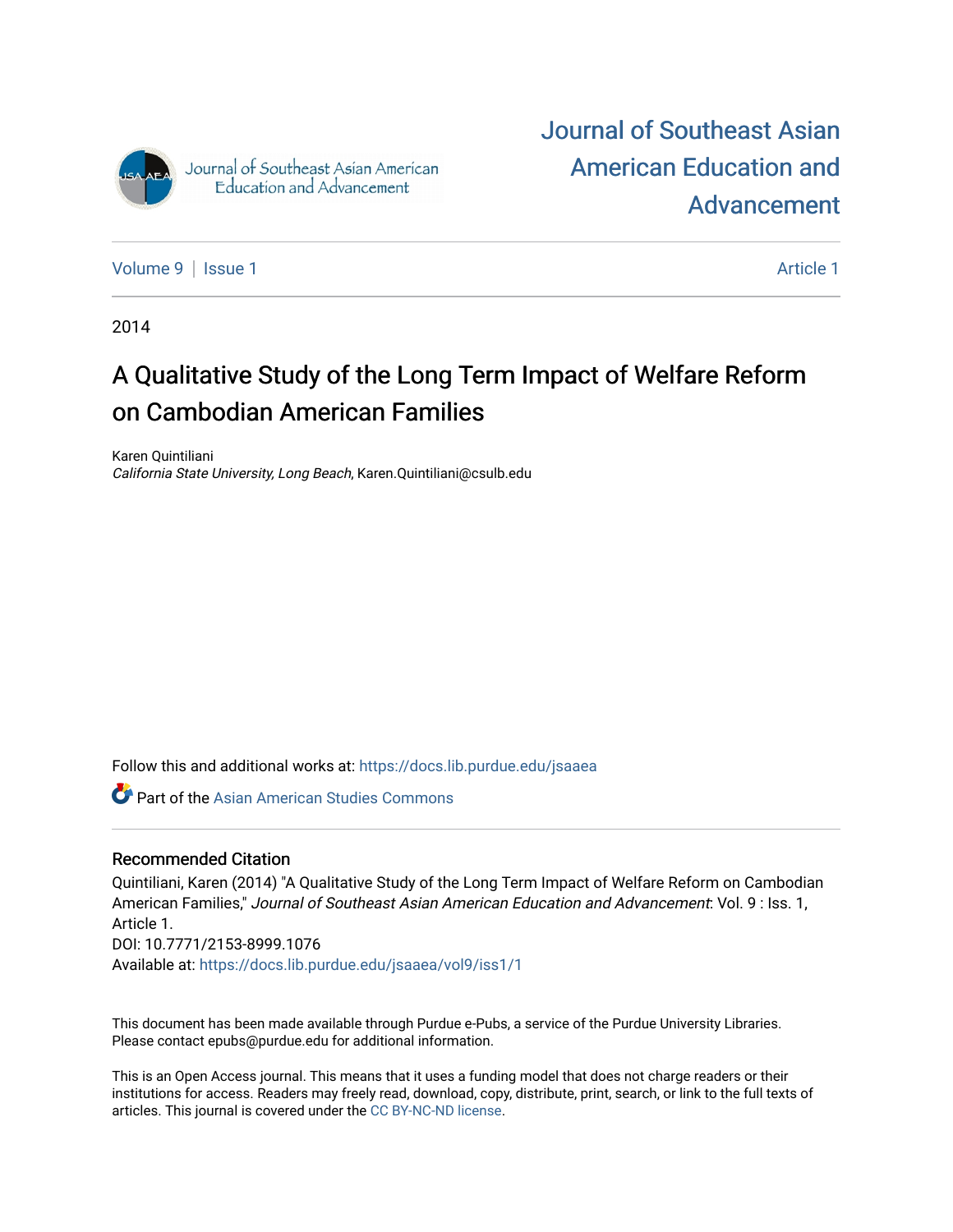# Journal of Southeast Asian American Education and Advancement

Volume 9 | Issue 1 Article 1

2014

## A Qualitative Study of the Long Term Impact of Welfare Reform on Cambodian American Families

Karen Quintiliani
*California State University, Long Beach*, Karen.Quintiliani@csulb.edu

Follow this and additional works at: https://docs.lib.purdue.edu/jsaaea

Part of the Asian American Studies Commons

### Recommended Citation

Quintiliani, Karen (2014) "A Qualitative Study of the Long Term Impact of Welfare Reform on Cambodian American Families," *Journal of Southeast Asian American Education and Advancement*: Vol. 9 : Iss. 1, Article 1.
DOI: 10.7771/2153-8999.1076
Available at: https://docs.lib.purdue.edu/jsaaea/vol9/iss1/1

This document has been made available through Purdue e-Pubs, a service of the Purdue University Libraries. Please contact epubs@purdue.edu for additional information.

This is an Open Access journal. This means that it uses a funding model that does not charge readers or their institutions for access. Readers may freely read, download, copy, distribute, print, search, or link to the full texts of articles. This journal is covered under the CC BY-NC-ND license.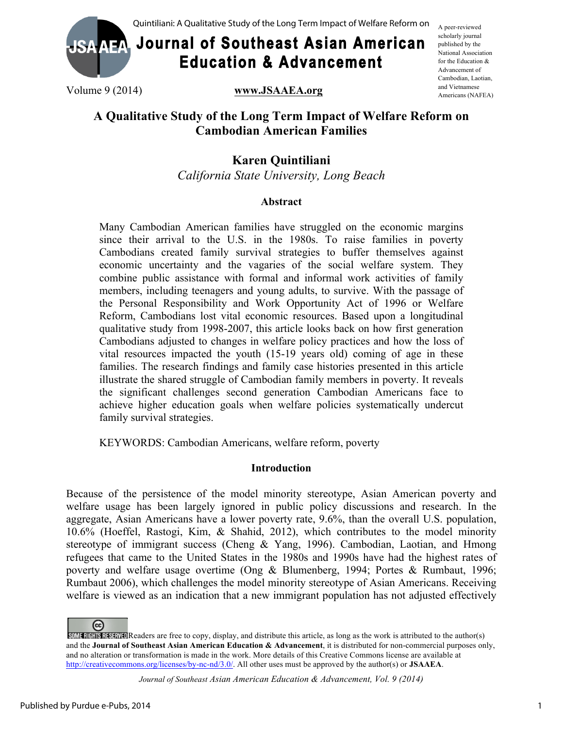# A Qualitative Study of the Long Term Impact of Welfare Reform on Cambodian American Families

## Karen Quintiliani

*California State University, Long Beach*

### Abstract

Many Cambodian American families have struggled on the economic margins since their arrival to the U.S. in the 1980s. To raise families in poverty Cambodians created family survival strategies to buffer themselves against economic uncertainty and the vagaries of the social welfare system. They combine public assistance with formal and informal work activities of family members, including teenagers and young adults, to survive. With the passage of the Personal Responsibility and Work Opportunity Act of 1996 or Welfare Reform, Cambodians lost vital economic resources. Based upon a longitudinal qualitative study from 1998-2007, this article looks back on how first generation Cambodians adjusted to changes in welfare policy practices and how the loss of vital resources impacted the youth (15-19 years old) coming of age in these families. The research findings and family case histories presented in this article illustrate the shared struggle of Cambodian family members in poverty. It reveals the significant challenges second generation Cambodian Americans face to achieve higher education goals when welfare policies systematically undercut family survival strategies.

KEYWORDS: Cambodian Americans, welfare reform, poverty

### Introduction

Because of the persistence of the model minority stereotype, Asian American poverty and welfare usage has been largely ignored in public policy discussions and research. In the aggregate, Asian Americans have a lower poverty rate, 9.6%, than the overall U.S. population, 10.6% (Hoeffel, Rastogi, Kim, & Shahid, 2012), which contributes to the model minority stereotype of immigrant success (Cheng & Yang, 1996). Cambodian, Laotian, and Hmong refugees that came to the United States in the 1980s and 1990s have had the highest rates of poverty and welfare usage overtime (Ong & Blumenberg, 1994; Portes & Rumbaut, 1996; Rumbaut 2006), which challenges the model minority stereotype of Asian Americans. Receiving welfare is viewed as an indication that a new immigrant population has not adjusted effectively

Readers are free to copy, display, and distribute this article, as long as the work is attributed to the author(s) and the **Journal of Southeast Asian American Education & Advancement**, it is distributed for non-commercial purposes only, and no alteration or transformation is made in the work. More details of this Creative Commons license are available at http://creativecommons.org/licenses/by-nc-nd/3.0/. All other uses must be approved by the author(s) or **JSAAEA**.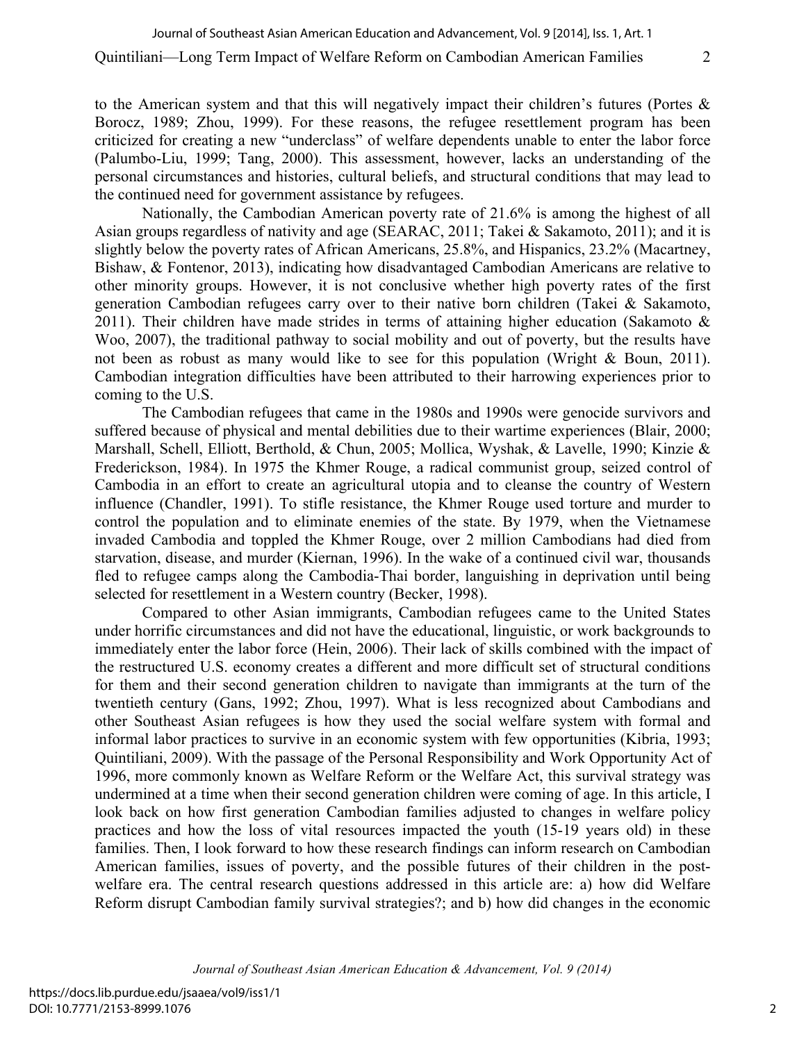to the American system and that this will negatively impact their children's futures (Portes & Borocz, 1989; Zhou, 1999). For these reasons, the refugee resettlement program has been criticized for creating a new "underclass" of welfare dependents unable to enter the labor force (Palumbo-Liu, 1999; Tang, 2000). This assessment, however, lacks an understanding of the personal circumstances and histories, cultural beliefs, and structural conditions that may lead to the continued need for government assistance by refugees.

Nationally, the Cambodian American poverty rate of 21.6% is among the highest of all Asian groups regardless of nativity and age (SEARAC, 2011; Takei & Sakamoto, 2011); and it is slightly below the poverty rates of African Americans, 25.8%, and Hispanics, 23.2% (Macartney, Bishaw, & Fontenor, 2013), indicating how disadvantaged Cambodian Americans are relative to other minority groups. However, it is not conclusive whether high poverty rates of the first generation Cambodian refugees carry over to their native born children (Takei & Sakamoto, 2011). Their children have made strides in terms of attaining higher education (Sakamoto & Woo, 2007), the traditional pathway to social mobility and out of poverty, but the results have not been as robust as many would like to see for this population (Wright & Boun, 2011). Cambodian integration difficulties have been attributed to their harrowing experiences prior to coming to the U.S.

The Cambodian refugees that came in the 1980s and 1990s were genocide survivors and suffered because of physical and mental debilities due to their wartime experiences (Blair, 2000; Marshall, Schell, Elliott, Berthold, & Chun, 2005; Mollica, Wyshak, & Lavelle, 1990; Kinzie & Frederickson, 1984). In 1975 the Khmer Rouge, a radical communist group, seized control of Cambodia in an effort to create an agricultural utopia and to cleanse the country of Western influence (Chandler, 1991). To stifle resistance, the Khmer Rouge used torture and murder to control the population and to eliminate enemies of the state. By 1979, when the Vietnamese invaded Cambodia and toppled the Khmer Rouge, over 2 million Cambodians had died from starvation, disease, and murder (Kiernan, 1996). In the wake of a continued civil war, thousands fled to refugee camps along the Cambodia-Thai border, languishing in deprivation until being selected for resettlement in a Western country (Becker, 1998).

Compared to other Asian immigrants, Cambodian refugees came to the United States under horrific circumstances and did not have the educational, linguistic, or work backgrounds to immediately enter the labor force (Hein, 2006). Their lack of skills combined with the impact of the restructured U.S. economy creates a different and more difficult set of structural conditions for them and their second generation children to navigate than immigrants at the turn of the twentieth century (Gans, 1992; Zhou, 1997). What is less recognized about Cambodians and other Southeast Asian refugees is how they used the social welfare system with formal and informal labor practices to survive in an economic system with few opportunities (Kibria, 1993; Quintiliani, 2009). With the passage of the Personal Responsibility and Work Opportunity Act of 1996, more commonly known as Welfare Reform or the Welfare Act, this survival strategy was undermined at a time when their second generation children were coming of age. In this article, I look back on how first generation Cambodian families adjusted to changes in welfare policy practices and how the loss of vital resources impacted the youth (15-19 years old) in these families. Then, I look forward to how these research findings can inform research on Cambodian American families, issues of poverty, and the possible futures of their children in the post-welfare era. The central research questions addressed in this article are: a) how did Welfare Reform disrupt Cambodian family survival strategies?; and b) how did changes in the economic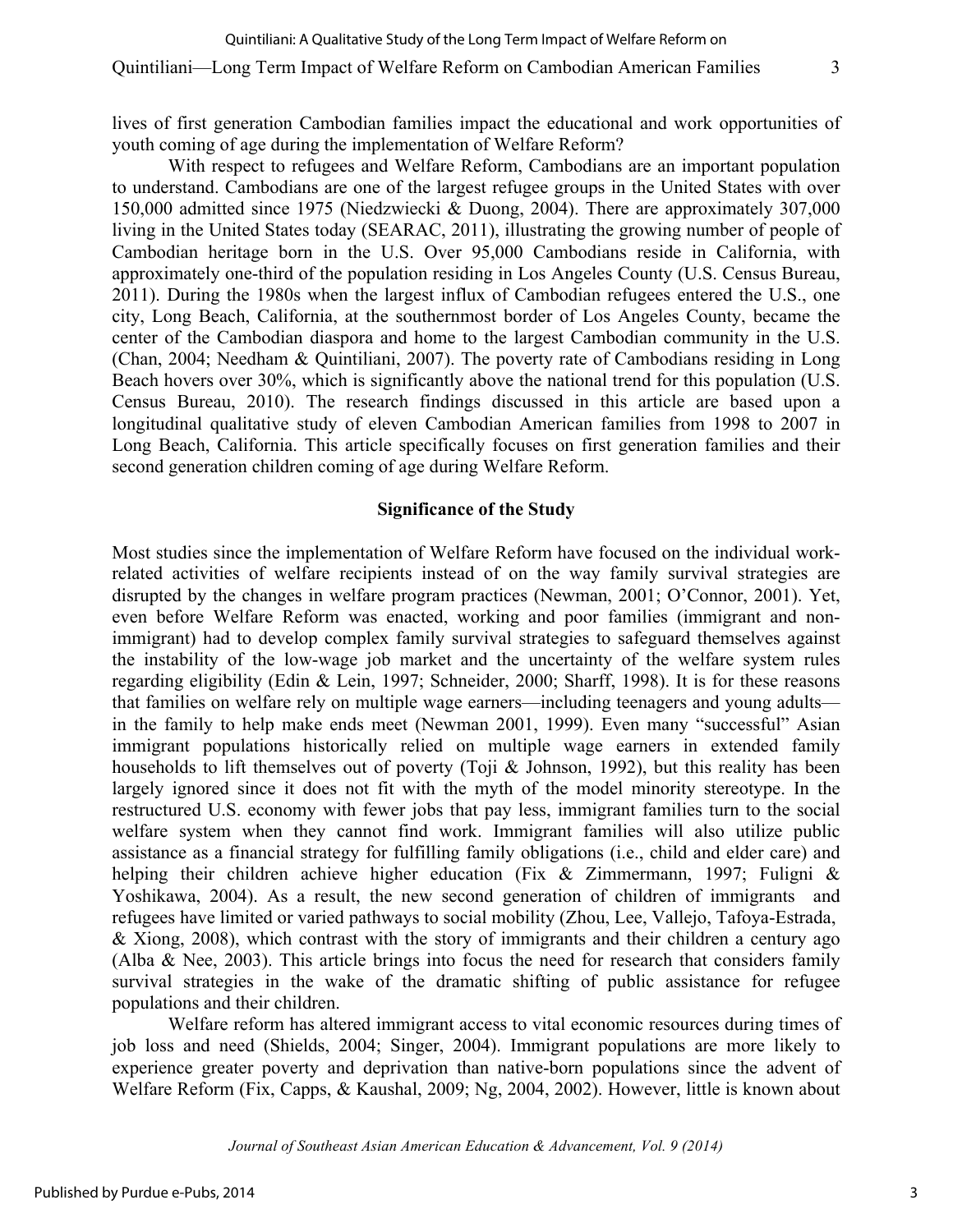lives of first generation Cambodian families impact the educational and work opportunities of youth coming of age during the implementation of Welfare Reform?

With respect to refugees and Welfare Reform, Cambodians are an important population to understand. Cambodians are one of the largest refugee groups in the United States with over 150,000 admitted since 1975 (Niedzwiecki & Duong, 2004). There are approximately 307,000 living in the United States today (SEARAC, 2011), illustrating the growing number of people of Cambodian heritage born in the U.S. Over 95,000 Cambodians reside in California, with approximately one-third of the population residing in Los Angeles County (U.S. Census Bureau, 2011). During the 1980s when the largest influx of Cambodian refugees entered the U.S., one city, Long Beach, California, at the southernmost border of Los Angeles County, became the center of the Cambodian diaspora and home to the largest Cambodian community in the U.S. (Chan, 2004; Needham & Quintiliani, 2007). The poverty rate of Cambodians residing in Long Beach hovers over 30%, which is significantly above the national trend for this population (U.S. Census Bureau, 2010). The research findings discussed in this article are based upon a longitudinal qualitative study of eleven Cambodian American families from 1998 to 2007 in Long Beach, California. This article specifically focuses on first generation families and their second generation children coming of age during Welfare Reform.

## Significance of the Study

Most studies since the implementation of Welfare Reform have focused on the individual work-related activities of welfare recipients instead of on the way family survival strategies are disrupted by the changes in welfare program practices (Newman, 2001; O'Connor, 2001). Yet, even before Welfare Reform was enacted, working and poor families (immigrant and non-immigrant) had to develop complex family survival strategies to safeguard themselves against the instability of the low-wage job market and the uncertainty of the welfare system rules regarding eligibility (Edin & Lein, 1997; Schneider, 2000; Sharff, 1998). It is for these reasons that families on welfare rely on multiple wage earners—including teenagers and young adults—in the family to help make ends meet (Newman 2001, 1999). Even many "successful" Asian immigrant populations historically relied on multiple wage earners in extended family households to lift themselves out of poverty (Toji & Johnson, 1992), but this reality has been largely ignored since it does not fit with the myth of the model minority stereotype. In the restructured U.S. economy with fewer jobs that pay less, immigrant families turn to the social welfare system when they cannot find work. Immigrant families will also utilize public assistance as a financial strategy for fulfilling family obligations (i.e., child and elder care) and helping their children achieve higher education (Fix & Zimmermann, 1997; Fuligni & Yoshikawa, 2004). As a result, the new second generation of children of immigrants and refugees have limited or varied pathways to social mobility (Zhou, Lee, Vallejo, Tafoya-Estrada, & Xiong, 2008), which contrast with the story of immigrants and their children a century ago (Alba & Nee, 2003). This article brings into focus the need for research that considers family survival strategies in the wake of the dramatic shifting of public assistance for refugee populations and their children.

Welfare reform has altered immigrant access to vital economic resources during times of job loss and need (Shields, 2004; Singer, 2004). Immigrant populations are more likely to experience greater poverty and deprivation than native-born populations since the advent of Welfare Reform (Fix, Capps, & Kaushal, 2009; Ng, 2004, 2002). However, little is known about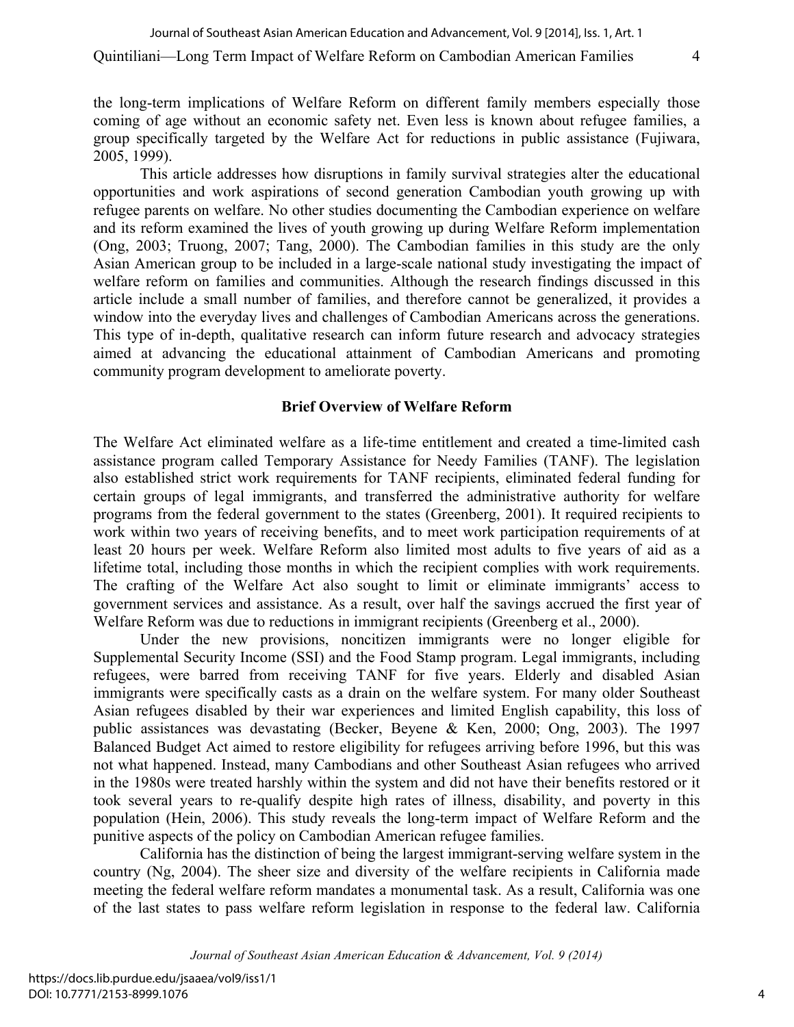the long-term implications of Welfare Reform on different family members especially those coming of age without an economic safety net. Even less is known about refugee families, a group specifically targeted by the Welfare Act for reductions in public assistance (Fujiwara, 2005, 1999).

This article addresses how disruptions in family survival strategies alter the educational opportunities and work aspirations of second generation Cambodian youth growing up with refugee parents on welfare. No other studies documenting the Cambodian experience on welfare and its reform examined the lives of youth growing up during Welfare Reform implementation (Ong, 2003; Truong, 2007; Tang, 2000). The Cambodian families in this study are the only Asian American group to be included in a large-scale national study investigating the impact of welfare reform on families and communities. Although the research findings discussed in this article include a small number of families, and therefore cannot be generalized, it provides a window into the everyday lives and challenges of Cambodian Americans across the generations. This type of in-depth, qualitative research can inform future research and advocacy strategies aimed at advancing the educational attainment of Cambodian Americans and promoting community program development to ameliorate poverty.

## Brief Overview of Welfare Reform

The Welfare Act eliminated welfare as a life-time entitlement and created a time-limited cash assistance program called Temporary Assistance for Needy Families (TANF). The legislation also established strict work requirements for TANF recipients, eliminated federal funding for certain groups of legal immigrants, and transferred the administrative authority for welfare programs from the federal government to the states (Greenberg, 2001). It required recipients to work within two years of receiving benefits, and to meet work participation requirements of at least 20 hours per week. Welfare Reform also limited most adults to five years of aid as a lifetime total, including those months in which the recipient complies with work requirements. The crafting of the Welfare Act also sought to limit or eliminate immigrants' access to government services and assistance. As a result, over half the savings accrued the first year of Welfare Reform was due to reductions in immigrant recipients (Greenberg et al., 2000).

Under the new provisions, noncitizen immigrants were no longer eligible for Supplemental Security Income (SSI) and the Food Stamp program. Legal immigrants, including refugees, were barred from receiving TANF for five years. Elderly and disabled Asian immigrants were specifically casts as a drain on the welfare system. For many older Southeast Asian refugees disabled by their war experiences and limited English capability, this loss of public assistances was devastating (Becker, Beyene & Ken, 2000; Ong, 2003). The 1997 Balanced Budget Act aimed to restore eligibility for refugees arriving before 1996, but this was not what happened. Instead, many Cambodians and other Southeast Asian refugees who arrived in the 1980s were treated harshly within the system and did not have their benefits restored or it took several years to re-qualify despite high rates of illness, disability, and poverty in this population (Hein, 2006). This study reveals the long-term impact of Welfare Reform and the punitive aspects of the policy on Cambodian American refugee families.

California has the distinction of being the largest immigrant-serving welfare system in the country (Ng, 2004). The sheer size and diversity of the welfare recipients in California made meeting the federal welfare reform mandates a monumental task. As a result, California was one of the last states to pass welfare reform legislation in response to the federal law. California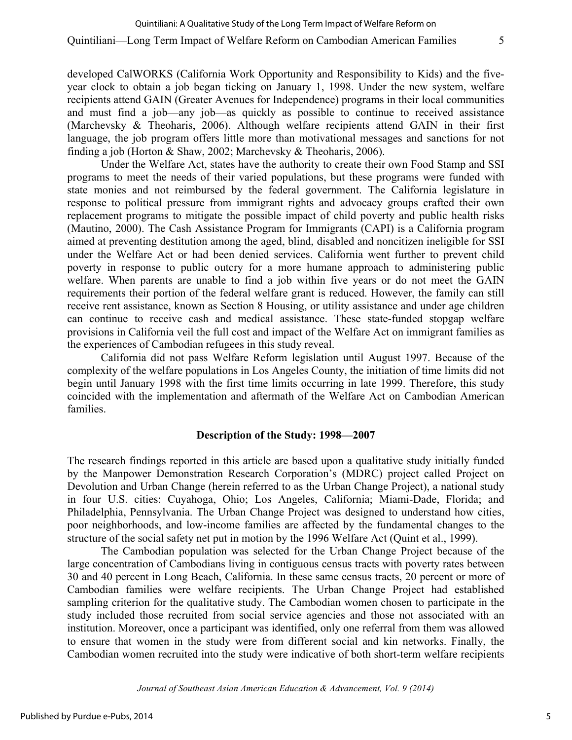developed CalWORKS (California Work Opportunity and Responsibility to Kids) and the five-year clock to obtain a job began ticking on January 1, 1998. Under the new system, welfare recipients attend GAIN (Greater Avenues for Independence) programs in their local communities and must find a job—any job—as quickly as possible to continue to received assistance (Marchevsky & Theoharis, 2006). Although welfare recipients attend GAIN in their first language, the job program offers little more than motivational messages and sanctions for not finding a job (Horton & Shaw, 2002; Marchevsky & Theoharis, 2006).

Under the Welfare Act, states have the authority to create their own Food Stamp and SSI programs to meet the needs of their varied populations, but these programs were funded with state monies and not reimbursed by the federal government. The California legislature in response to political pressure from immigrant rights and advocacy groups crafted their own replacement programs to mitigate the possible impact of child poverty and public health risks (Mautino, 2000). The Cash Assistance Program for Immigrants (CAPI) is a California program aimed at preventing destitution among the aged, blind, disabled and noncitizen ineligible for SSI under the Welfare Act or had been denied services. California went further to prevent child poverty in response to public outcry for a more humane approach to administering public welfare. When parents are unable to find a job within five years or do not meet the GAIN requirements their portion of the federal welfare grant is reduced. However, the family can still receive rent assistance, known as Section 8 Housing, or utility assistance and under age children can continue to receive cash and medical assistance. These state-funded stopgap welfare provisions in California veil the full cost and impact of the Welfare Act on immigrant families as the experiences of Cambodian refugees in this study reveal.

California did not pass Welfare Reform legislation until August 1997. Because of the complexity of the welfare populations in Los Angeles County, the initiation of time limits did not begin until January 1998 with the first time limits occurring in late 1999. Therefore, this study coincided with the implementation and aftermath of the Welfare Act on Cambodian American families.

## Description of the Study: 1998—2007

The research findings reported in this article are based upon a qualitative study initially funded by the Manpower Demonstration Research Corporation's (MDRC) project called Project on Devolution and Urban Change (herein referred to as the Urban Change Project), a national study in four U.S. cities: Cuyahoga, Ohio; Los Angeles, California; Miami-Dade, Florida; and Philadelphia, Pennsylvania. The Urban Change Project was designed to understand how cities, poor neighborhoods, and low-income families are affected by the fundamental changes to the structure of the social safety net put in motion by the 1996 Welfare Act (Quint et al., 1999).

The Cambodian population was selected for the Urban Change Project because of the large concentration of Cambodians living in contiguous census tracts with poverty rates between 30 and 40 percent in Long Beach, California. In these same census tracts, 20 percent or more of Cambodian families were welfare recipients. The Urban Change Project had established sampling criterion for the qualitative study. The Cambodian women chosen to participate in the study included those recruited from social service agencies and those not associated with an institution. Moreover, once a participant was identified, only one referral from them was allowed to ensure that women in the study were from different social and kin networks. Finally, the Cambodian women recruited into the study were indicative of both short-term welfare recipients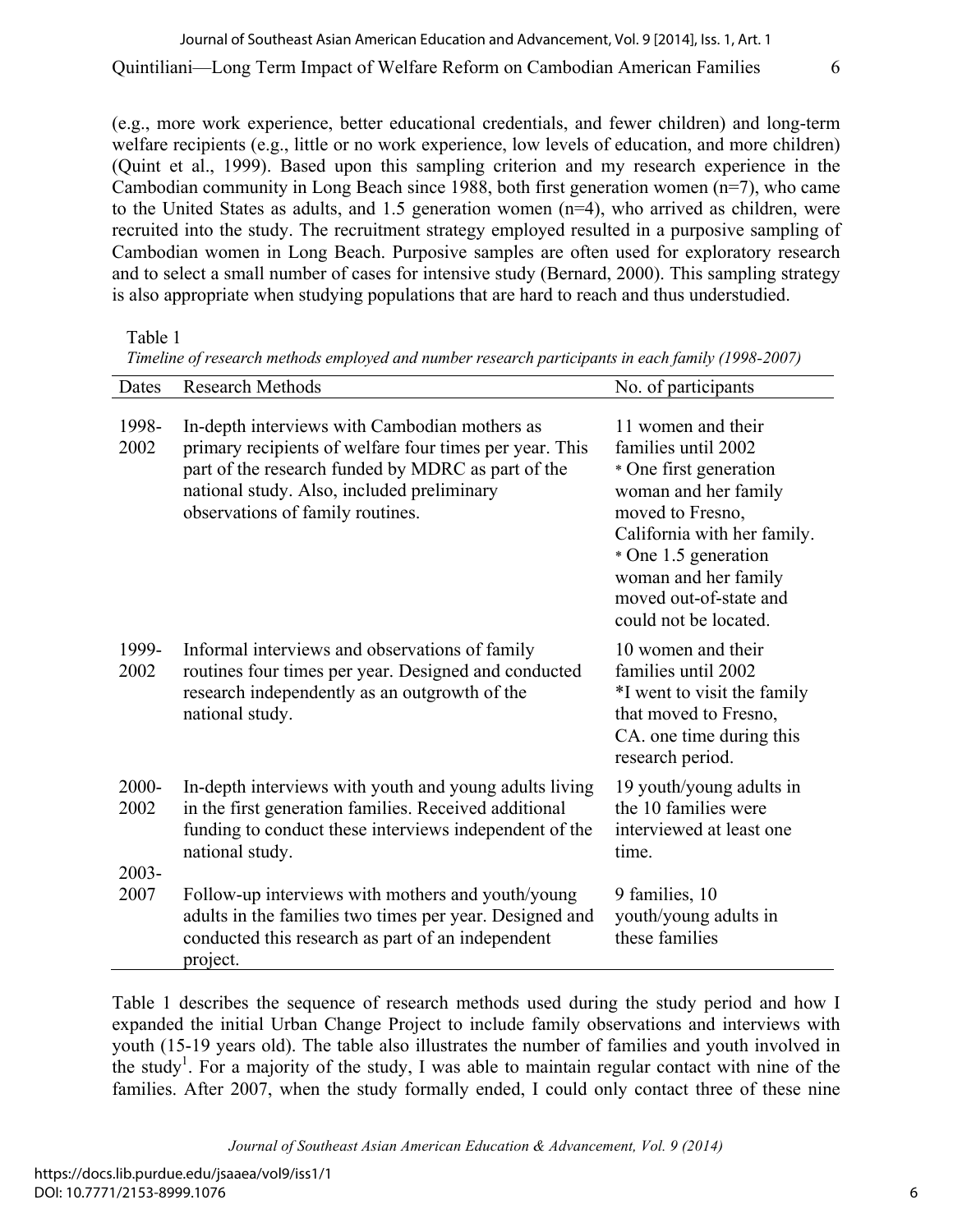(e.g., more work experience, better educational credentials, and fewer children) and long-term welfare recipients (e.g., little or no work experience, low levels of education, and more children) (Quint et al., 1999). Based upon this sampling criterion and my research experience in the Cambodian community in Long Beach since 1988, both first generation women (n=7), who came to the United States as adults, and 1.5 generation women (n=4), who arrived as children, were recruited into the study. The recruitment strategy employed resulted in a purposive sampling of Cambodian women in Long Beach. Purposive samples are often used for exploratory research and to select a small number of cases for intensive study (Bernard, 2000). This sampling strategy is also appropriate when studying populations that are hard to reach and thus understudied.

Table 1

*Timeline of research methods employed and number research participants in each family (1998-2007)*

| Dates | Research Methods | No. of participants |
|---|---|---|
| 1998-2002 | In-depth interviews with Cambodian mothers as primary recipients of welfare four times per year. This part of the research funded by MDRC as part of the national study. Also, included preliminary observations of family routines. | 11 women and their families until 2002 * One first generation woman and her family moved to Fresno, California with her family. * One 1.5 generation woman and her family moved out-of-state and could not be located. |
| 1999-2002 | Informal interviews and observations of family routines four times per year. Designed and conducted research independently as an outgrowth of the national study. | 10 women and their families until 2002 *I went to visit the family that moved to Fresno, CA. one time during this research period. |
| 2000-2002 | In-depth interviews with youth and young adults living in the first generation families. Received additional funding to conduct these interviews independent of the national study. | 19 youth/young adults in the 10 families were interviewed at least one time. |
| 2003-2007 | Follow-up interviews with mothers and youth/young adults in the families two times per year. Designed and conducted this research as part of an independent project. | 9 families, 10 youth/young adults in these families |

Table 1 describes the sequence of research methods used during the study period and how I expanded the initial Urban Change Project to include family observations and interviews with youth (15-19 years old). The table also illustrates the number of families and youth involved in the study[1]. For a majority of the study, I was able to maintain regular contact with nine of the families. After 2007, when the study formally ended, I could only contact three of these nine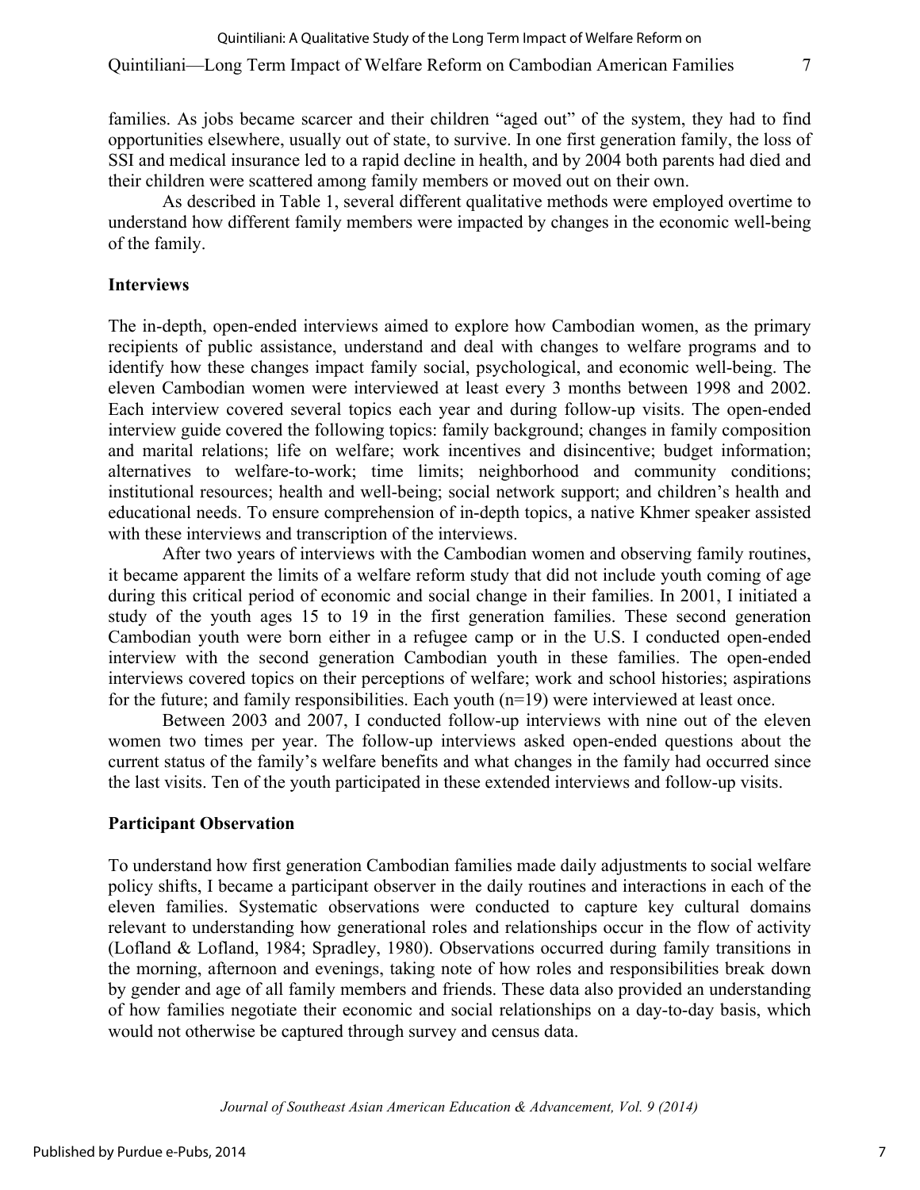families. As jobs became scarcer and their children "aged out" of the system, they had to find opportunities elsewhere, usually out of state, to survive. In one first generation family, the loss of SSI and medical insurance led to a rapid decline in health, and by 2004 both parents had died and their children were scattered among family members or moved out on their own.

As described in Table 1, several different qualitative methods were employed overtime to understand how different family members were impacted by changes in the economic well-being of the family.

## Interviews

The in-depth, open-ended interviews aimed to explore how Cambodian women, as the primary recipients of public assistance, understand and deal with changes to welfare programs and to identify how these changes impact family social, psychological, and economic well-being. The eleven Cambodian women were interviewed at least every 3 months between 1998 and 2002. Each interview covered several topics each year and during follow-up visits. The open-ended interview guide covered the following topics: family background; changes in family composition and marital relations; life on welfare; work incentives and disincentive; budget information; alternatives to welfare-to-work; time limits; neighborhood and community conditions; institutional resources; health and well-being; social network support; and children's health and educational needs. To ensure comprehension of in-depth topics, a native Khmer speaker assisted with these interviews and transcription of the interviews.

After two years of interviews with the Cambodian women and observing family routines, it became apparent the limits of a welfare reform study that did not include youth coming of age during this critical period of economic and social change in their families. In 2001, I initiated a study of the youth ages 15 to 19 in the first generation families. These second generation Cambodian youth were born either in a refugee camp or in the U.S. I conducted open-ended interview with the second generation Cambodian youth in these families. The open-ended interviews covered topics on their perceptions of welfare; work and school histories; aspirations for the future; and family responsibilities. Each youth (n=19) were interviewed at least once.

Between 2003 and 2007, I conducted follow-up interviews with nine out of the eleven women two times per year. The follow-up interviews asked open-ended questions about the current status of the family's welfare benefits and what changes in the family had occurred since the last visits. Ten of the youth participated in these extended interviews and follow-up visits.

## Participant Observation

To understand how first generation Cambodian families made daily adjustments to social welfare policy shifts, I became a participant observer in the daily routines and interactions in each of the eleven families. Systematic observations were conducted to capture key cultural domains relevant to understanding how generational roles and relationships occur in the flow of activity (Lofland & Lofland, 1984; Spradley, 1980). Observations occurred during family transitions in the morning, afternoon and evenings, taking note of how roles and responsibilities break down by gender and age of all family members and friends. These data also provided an understanding of how families negotiate their economic and social relationships on a day-to-day basis, which would not otherwise be captured through survey and census data.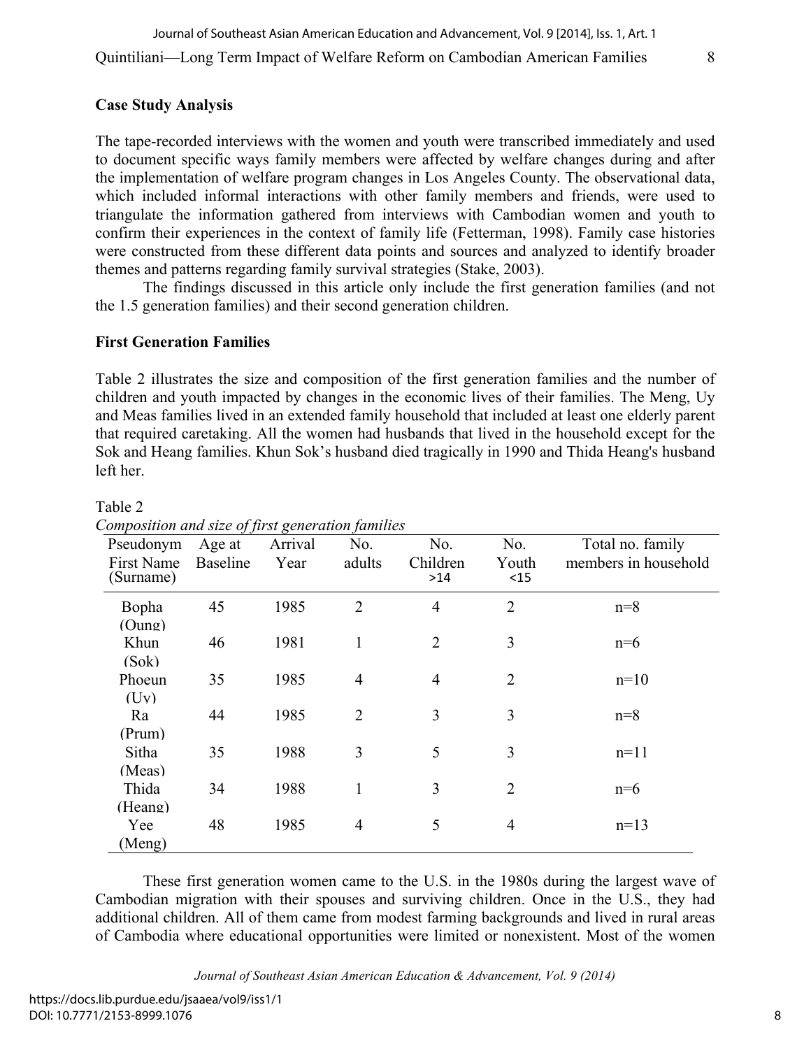**Case Study Analysis**

The tape-recorded interviews with the women and youth were transcribed immediately and used to document specific ways family members were affected by welfare changes during and after the implementation of welfare program changes in Los Angeles County. The observational data, which included informal interactions with other family members and friends, were used to triangulate the information gathered from interviews with Cambodian women and youth to confirm their experiences in the context of family life (Fetterman, 1998). Family case histories were constructed from these different data points and sources and analyzed to identify broader themes and patterns regarding family survival strategies (Stake, 2003).

The findings discussed in this article only include the first generation families (and not the 1.5 generation families) and their second generation children.

**First Generation Families**

Table 2 illustrates the size and composition of the first generation families and the number of children and youth impacted by changes in the economic lives of their families. The Meng, Uy and Meas families lived in an extended family household that included at least one elderly parent that required caretaking. All the women had husbands that lived in the household except for the Sok and Heang families. Khun Sok's husband died tragically in 1990 and Thida Heang's husband left her.

Table 2
*Composition and size of first generation families*

| Pseudonym First Name (Surname) | Age at Baseline | Arrival Year | No. adults | No. Children >14 | No. Youth <15 | Total no. family members in household |
|---|---|---|---|---|---|---|
| Bopha (Oung) | 45 | 1985 | 2 | 4 | 2 | n=8 |
| Khun (Sok) | 46 | 1981 | 1 | 2 | 3 | n=6 |
| Phoeun (Uy) | 35 | 1985 | 4 | 4 | 2 | n=10 |
| Ra (Prum) | 44 | 1985 | 2 | 3 | 3 | n=8 |
| Sitha (Meas) | 35 | 1988 | 3 | 5 | 3 | n=11 |
| Thida (Heang) | 34 | 1988 | 1 | 3 | 2 | n=6 |
| Yee (Meng) | 48 | 1985 | 4 | 5 | 4 | n=13 |

These first generation women came to the U.S. in the 1980s during the largest wave of Cambodian migration with their spouses and surviving children. Once in the U.S., they had additional children. All of them came from modest farming backgrounds and lived in rural areas of Cambodia where educational opportunities were limited or nonexistent. Most of the women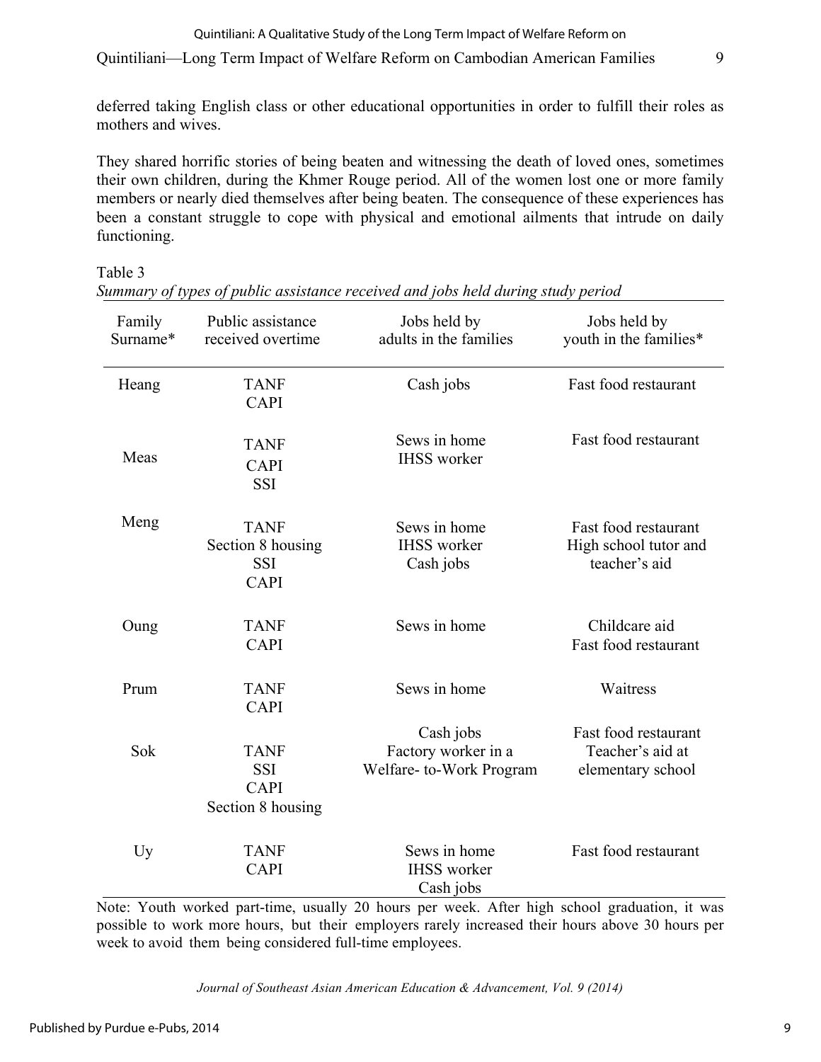deferred taking English class or other educational opportunities in order to fulfill their roles as mothers and wives.

They shared horrific stories of being beaten and witnessing the death of loved ones, sometimes their own children, during the Khmer Rouge period. All of the women lost one or more family members or nearly died themselves after being beaten. The consequence of these experiences has been a constant struggle to cope with physical and emotional ailments that intrude on daily functioning.

Table 3

*Summary of types of public assistance received and jobs held during study period*

| Family Surname* | Public assistance received overtime | Jobs held by adults in the families | Jobs held by youth in the families* |
|---|---|---|---|
| Heang | TANF<br>CAPI | Cash jobs | Fast food restaurant |
| Meas | TANF<br>CAPI<br>SSI | Sews in home<br>IHSS worker | Fast food restaurant |
| Meng | TANF<br>Section 8 housing<br>SSI<br>CAPI | Sews in home<br>IHSS worker<br>Cash jobs | Fast food restaurant<br>High school tutor and teacher's aid |
| Oung | TANF<br>CAPI | Sews in home | Childcare aid<br>Fast food restaurant |
| Prum | TANF<br>CAPI | Sews in home | Waitress |
| Sok | TANF<br>SSI<br>CAPI<br>Section 8 housing | Cash jobs<br>Factory worker in a Welfare- to-Work Program | Fast food restaurant<br>Teacher's aid at elementary school |
| Uy | TANF<br>CAPI | Sews in home<br>IHSS worker<br>Cash jobs | Fast food restaurant |

Note: Youth worked part-time, usually 20 hours per week. After high school graduation, it was possible to work more hours, but their employers rarely increased their hours above 30 hours per week to avoid them being considered full-time employees.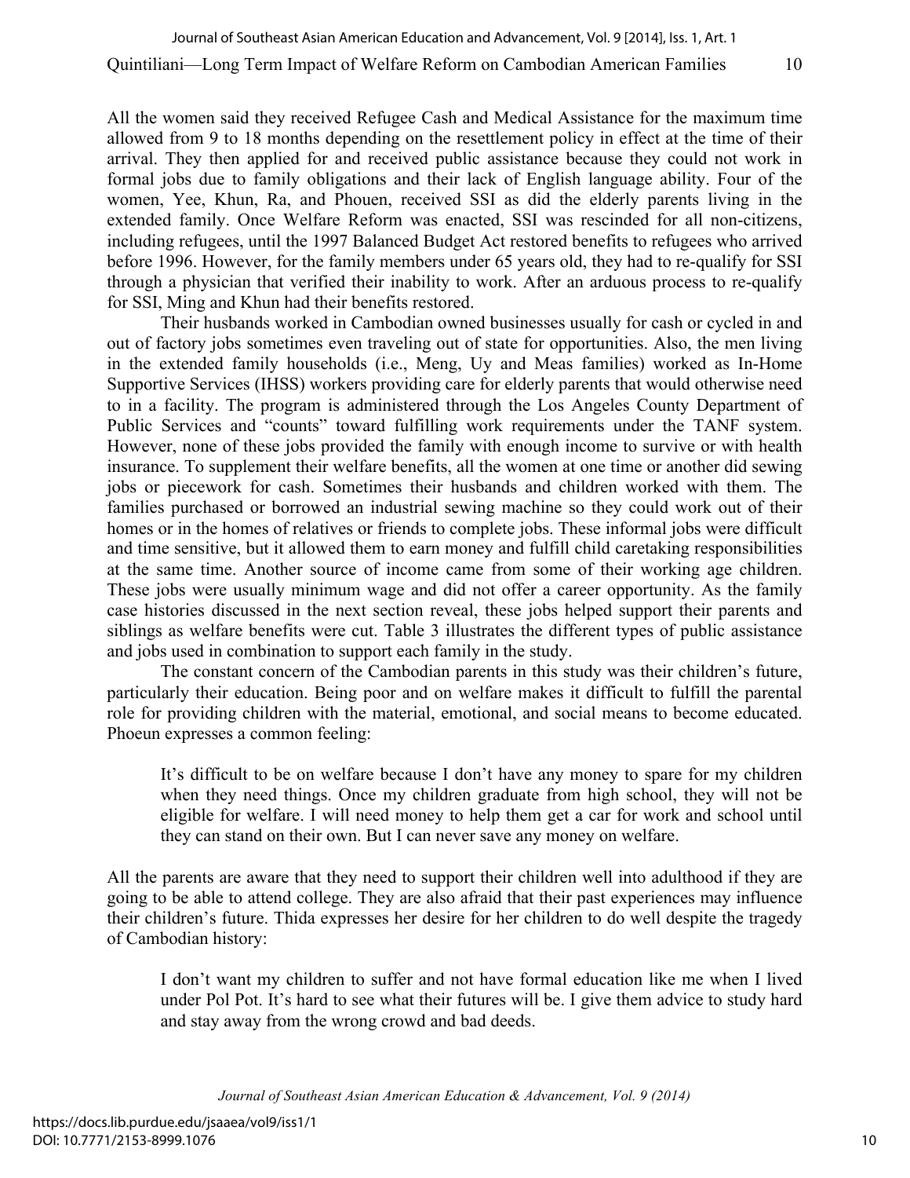All the women said they received Refugee Cash and Medical Assistance for the maximum time allowed from 9 to 18 months depending on the resettlement policy in effect at the time of their arrival. They then applied for and received public assistance because they could not work in formal jobs due to family obligations and their lack of English language ability. Four of the women, Yee, Khun, Ra, and Phouen, received SSI as did the elderly parents living in the extended family. Once Welfare Reform was enacted, SSI was rescinded for all non-citizens, including refugees, until the 1997 Balanced Budget Act restored benefits to refugees who arrived before 1996. However, for the family members under 65 years old, they had to re-qualify for SSI through a physician that verified their inability to work. After an arduous process to re-qualify for SSI, Ming and Khun had their benefits restored.

Their husbands worked in Cambodian owned businesses usually for cash or cycled in and out of factory jobs sometimes even traveling out of state for opportunities. Also, the men living in the extended family households (i.e., Meng, Uy and Meas families) worked as In-Home Supportive Services (IHSS) workers providing care for elderly parents that would otherwise need to in a facility. The program is administered through the Los Angeles County Department of Public Services and "counts" toward fulfilling work requirements under the TANF system. However, none of these jobs provided the family with enough income to survive or with health insurance. To supplement their welfare benefits, all the women at one time or another did sewing jobs or piecework for cash. Sometimes their husbands and children worked with them. The families purchased or borrowed an industrial sewing machine so they could work out of their homes or in the homes of relatives or friends to complete jobs. These informal jobs were difficult and time sensitive, but it allowed them to earn money and fulfill child caretaking responsibilities at the same time. Another source of income came from some of their working age children. These jobs were usually minimum wage and did not offer a career opportunity. As the family case histories discussed in the next section reveal, these jobs helped support their parents and siblings as welfare benefits were cut. Table 3 illustrates the different types of public assistance and jobs used in combination to support each family in the study.

The constant concern of the Cambodian parents in this study was their children's future, particularly their education. Being poor and on welfare makes it difficult to fulfill the parental role for providing children with the material, emotional, and social means to become educated. Phoeun expresses a common feeling:

> It's difficult to be on welfare because I don't have any money to spare for my children when they need things. Once my children graduate from high school, they will not be eligible for welfare. I will need money to help them get a car for work and school until they can stand on their own. But I can never save any money on welfare.

All the parents are aware that they need to support their children well into adulthood if they are going to be able to attend college. They are also afraid that their past experiences may influence their children's future. Thida expresses her desire for her children to do well despite the tragedy of Cambodian history:

> I don't want my children to suffer and not have formal education like me when I lived under Pol Pot. It's hard to see what their futures will be. I give them advice to study hard and stay away from the wrong crowd and bad deeds.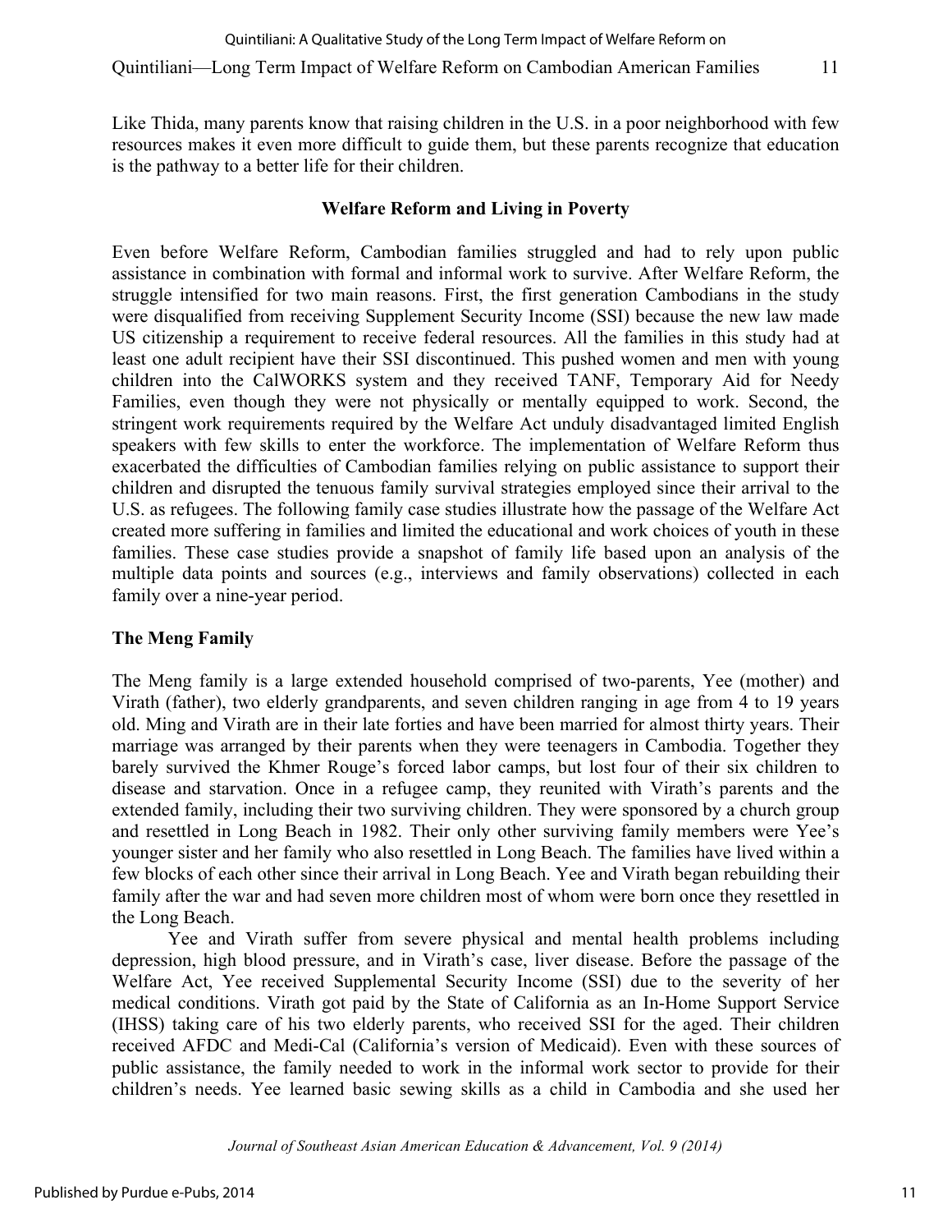Like Thida, many parents know that raising children in the U.S. in a poor neighborhood with few resources makes it even more difficult to guide them, but these parents recognize that education is the pathway to a better life for their children.

## Welfare Reform and Living in Poverty

Even before Welfare Reform, Cambodian families struggled and had to rely upon public assistance in combination with formal and informal work to survive. After Welfare Reform, the struggle intensified for two main reasons. First, the first generation Cambodians in the study were disqualified from receiving Supplement Security Income (SSI) because the new law made US citizenship a requirement to receive federal resources. All the families in this study had at least one adult recipient have their SSI discontinued. This pushed women and men with young children into the CalWORKS system and they received TANF, Temporary Aid for Needy Families, even though they were not physically or mentally equipped to work. Second, the stringent work requirements required by the Welfare Act unduly disadvantaged limited English speakers with few skills to enter the workforce. The implementation of Welfare Reform thus exacerbated the difficulties of Cambodian families relying on public assistance to support their children and disrupted the tenuous family survival strategies employed since their arrival to the U.S. as refugees. The following family case studies illustrate how the passage of the Welfare Act created more suffering in families and limited the educational and work choices of youth in these families. These case studies provide a snapshot of family life based upon an analysis of the multiple data points and sources (e.g., interviews and family observations) collected in each family over a nine-year period.

### The Meng Family

The Meng family is a large extended household comprised of two-parents, Yee (mother) and Virath (father), two elderly grandparents, and seven children ranging in age from 4 to 19 years old. Ming and Virath are in their late forties and have been married for almost thirty years. Their marriage was arranged by their parents when they were teenagers in Cambodia. Together they barely survived the Khmer Rouge's forced labor camps, but lost four of their six children to disease and starvation. Once in a refugee camp, they reunited with Virath's parents and the extended family, including their two surviving children. They were sponsored by a church group and resettled in Long Beach in 1982. Their only other surviving family members were Yee's younger sister and her family who also resettled in Long Beach. The families have lived within a few blocks of each other since their arrival in Long Beach. Yee and Virath began rebuilding their family after the war and had seven more children most of whom were born once they resettled in the Long Beach.

Yee and Virath suffer from severe physical and mental health problems including depression, high blood pressure, and in Virath's case, liver disease. Before the passage of the Welfare Act, Yee received Supplemental Security Income (SSI) due to the severity of her medical conditions. Virath got paid by the State of California as an In-Home Support Service (IHSS) taking care of his two elderly parents, who received SSI for the aged. Their children received AFDC and Medi-Cal (California's version of Medicaid). Even with these sources of public assistance, the family needed to work in the informal work sector to provide for their children's needs. Yee learned basic sewing skills as a child in Cambodia and she used her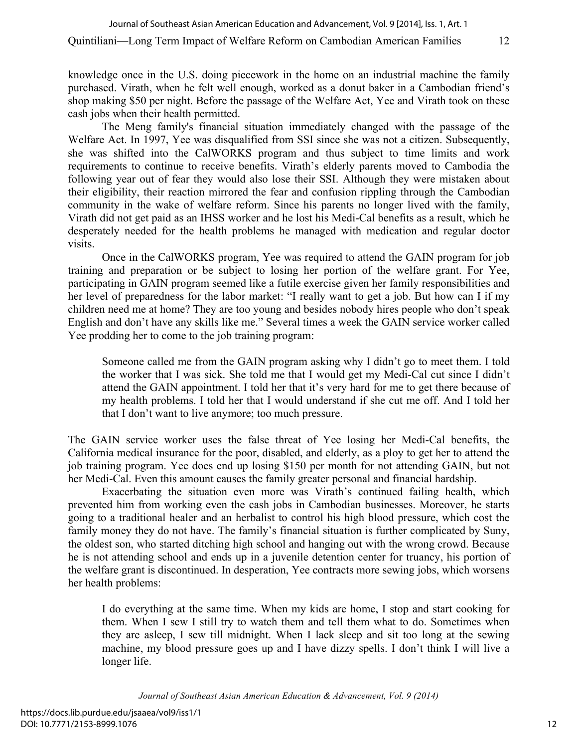knowledge once in the U.S. doing piecework in the home on an industrial machine the family purchased. Virath, when he felt well enough, worked as a donut baker in a Cambodian friend's shop making $50 per night. Before the passage of the Welfare Act, Yee and Virath took on these cash jobs when their health permitted.

The Meng family's financial situation immediately changed with the passage of the Welfare Act. In 1997, Yee was disqualified from SSI since she was not a citizen. Subsequently, she was shifted into the CalWORKS program and thus subject to time limits and work requirements to continue to receive benefits. Virath's elderly parents moved to Cambodia the following year out of fear they would also lose their SSI. Although they were mistaken about their eligibility, their reaction mirrored the fear and confusion rippling through the Cambodian community in the wake of welfare reform. Since his parents no longer lived with the family, Virath did not get paid as an IHSS worker and he lost his Medi-Cal benefits as a result, which he desperately needed for the health problems he managed with medication and regular doctor visits.

Once in the CalWORKS program, Yee was required to attend the GAIN program for job training and preparation or be subject to losing her portion of the welfare grant. For Yee, participating in GAIN program seemed like a futile exercise given her family responsibilities and her level of preparedness for the labor market: "I really want to get a job. But how can I if my children need me at home? They are too young and besides nobody hires people who don't speak English and don't have any skills like me." Several times a week the GAIN service worker called Yee prodding her to come to the job training program:

> Someone called me from the GAIN program asking why I didn't go to meet them. I told the worker that I was sick. She told me that I would get my Medi-Cal cut since I didn't attend the GAIN appointment. I told her that it's very hard for me to get there because of my health problems. I told her that I would understand if she cut me off. And I told her that I don't want to live anymore; too much pressure.

The GAIN service worker uses the false threat of Yee losing her Medi-Cal benefits, the California medical insurance for the poor, disabled, and elderly, as a ploy to get her to attend the job training program. Yee does end up losing $150 per month for not attending GAIN, but not her Medi-Cal. Even this amount causes the family greater personal and financial hardship.

Exacerbating the situation even more was Virath's continued failing health, which prevented him from working even the cash jobs in Cambodian businesses. Moreover, he starts going to a traditional healer and an herbalist to control his high blood pressure, which cost the family money they do not have. The family's financial situation is further complicated by Suny, the oldest son, who started ditching high school and hanging out with the wrong crowd. Because he is not attending school and ends up in a juvenile detention center for truancy, his portion of the welfare grant is discontinued. In desperation, Yee contracts more sewing jobs, which worsens her health problems:

> I do everything at the same time. When my kids are home, I stop and start cooking for them. When I sew I still try to watch them and tell them what to do. Sometimes when they are asleep, I sew till midnight. When I lack sleep and sit too long at the sewing machine, my blood pressure goes up and I have dizzy spells. I don't think I will live a longer life.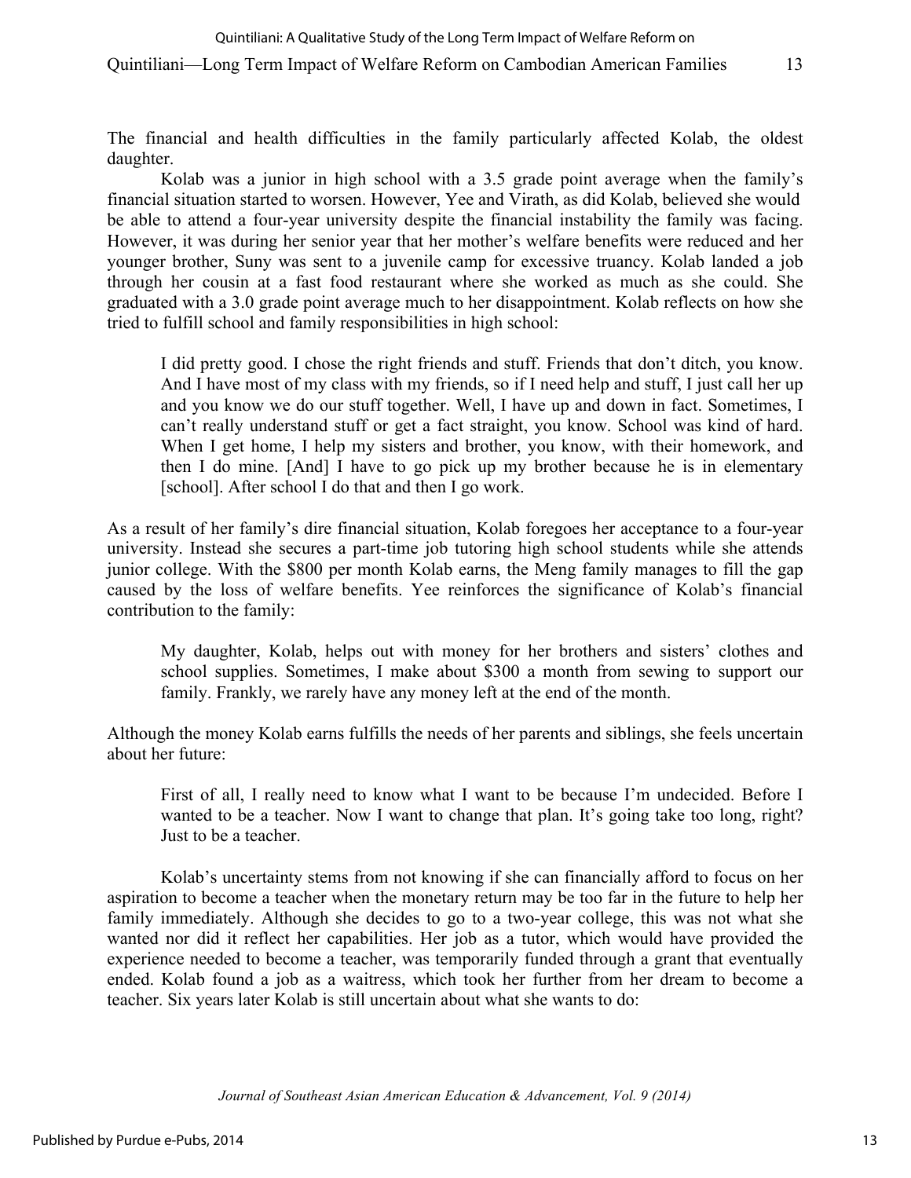The financial and health difficulties in the family particularly affected Kolab, the oldest daughter.

Kolab was a junior in high school with a 3.5 grade point average when the family's financial situation started to worsen. However, Yee and Virath, as did Kolab, believed she would be able to attend a four-year university despite the financial instability the family was facing. However, it was during her senior year that her mother's welfare benefits were reduced and her younger brother, Suny was sent to a juvenile camp for excessive truancy. Kolab landed a job through her cousin at a fast food restaurant where she worked as much as she could. She graduated with a 3.0 grade point average much to her disappointment. Kolab reflects on how she tried to fulfill school and family responsibilities in high school:

> I did pretty good. I chose the right friends and stuff. Friends that don't ditch, you know. And I have most of my class with my friends, so if I need help and stuff, I just call her up and you know we do our stuff together. Well, I have up and down in fact. Sometimes, I can't really understand stuff or get a fact straight, you know. School was kind of hard. When I get home, I help my sisters and brother, you know, with their homework, and then I do mine. [And] I have to go pick up my brother because he is in elementary [school]. After school I do that and then I go work.

As a result of her family's dire financial situation, Kolab foregoes her acceptance to a four-year university. Instead she secures a part-time job tutoring high school students while she attends junior college. With the $800 per month Kolab earns, the Meng family manages to fill the gap caused by the loss of welfare benefits. Yee reinforces the significance of Kolab's financial contribution to the family:

> My daughter, Kolab, helps out with money for her brothers and sisters' clothes and school supplies. Sometimes, I make about $300 a month from sewing to support our family. Frankly, we rarely have any money left at the end of the month.

Although the money Kolab earns fulfills the needs of her parents and siblings, she feels uncertain about her future:

> First of all, I really need to know what I want to be because I'm undecided. Before I wanted to be a teacher. Now I want to change that plan. It's going take too long, right? Just to be a teacher.

Kolab's uncertainty stems from not knowing if she can financially afford to focus on her aspiration to become a teacher when the monetary return may be too far in the future to help her family immediately. Although she decides to go to a two-year college, this was not what she wanted nor did it reflect her capabilities. Her job as a tutor, which would have provided the experience needed to become a teacher, was temporarily funded through a grant that eventually ended. Kolab found a job as a waitress, which took her further from her dream to become a teacher. Six years later Kolab is still uncertain about what she wants to do: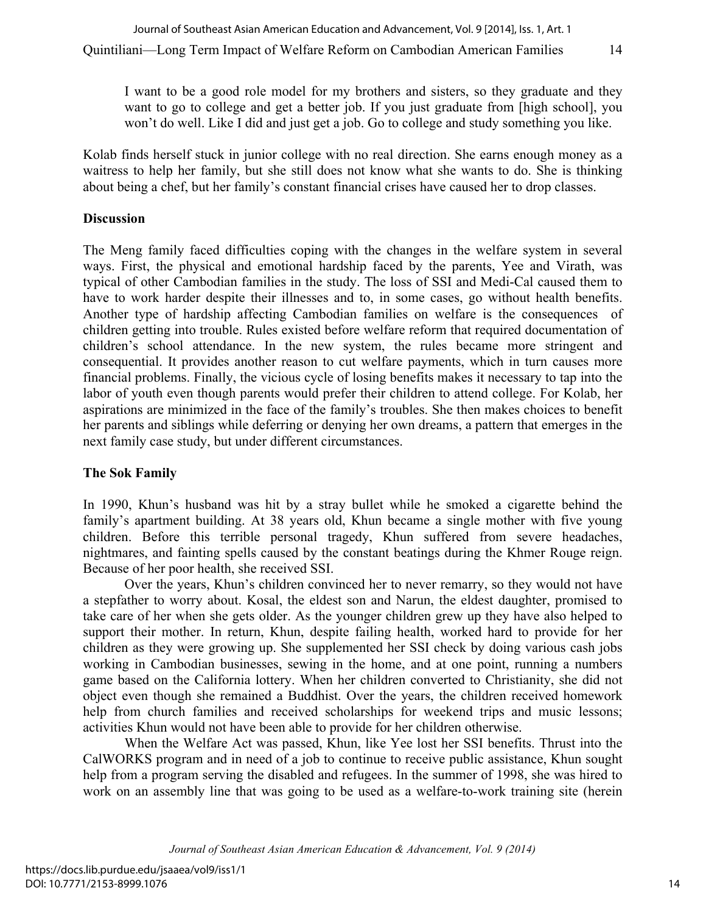> I want to be a good role model for my brothers and sisters, so they graduate and they want to go to college and get a better job. If you just graduate from [high school], you won't do well. Like I did and just get a job. Go to college and study something you like.

Kolab finds herself stuck in junior college with no real direction. She earns enough money as a waitress to help her family, but she still does not know what she wants to do. She is thinking about being a chef, but her family's constant financial crises have caused her to drop classes.

## Discussion

The Meng family faced difficulties coping with the changes in the welfare system in several ways. First, the physical and emotional hardship faced by the parents, Yee and Virath, was typical of other Cambodian families in the study. The loss of SSI and Medi-Cal caused them to have to work harder despite their illnesses and to, in some cases, go without health benefits. Another type of hardship affecting Cambodian families on welfare is the consequences of children getting into trouble. Rules existed before welfare reform that required documentation of children's school attendance. In the new system, the rules became more stringent and consequential. It provides another reason to cut welfare payments, which in turn causes more financial problems. Finally, the vicious cycle of losing benefits makes it necessary to tap into the labor of youth even though parents would prefer their children to attend college. For Kolab, her aspirations are minimized in the face of the family's troubles. She then makes choices to benefit her parents and siblings while deferring or denying her own dreams, a pattern that emerges in the next family case study, but under different circumstances.

## The Sok Family

In 1990, Khun's husband was hit by a stray bullet while he smoked a cigarette behind the family's apartment building. At 38 years old, Khun became a single mother with five young children. Before this terrible personal tragedy, Khun suffered from severe headaches, nightmares, and fainting spells caused by the constant beatings during the Khmer Rouge reign. Because of her poor health, she received SSI.

Over the years, Khun's children convinced her to never remarry, so they would not have a stepfather to worry about. Kosal, the eldest son and Narun, the eldest daughter, promised to take care of her when she gets older. As the younger children grew up they have also helped to support their mother. In return, Khun, despite failing health, worked hard to provide for her children as they were growing up. She supplemented her SSI check by doing various cash jobs working in Cambodian businesses, sewing in the home, and at one point, running a numbers game based on the California lottery. When her children converted to Christianity, she did not object even though she remained a Buddhist. Over the years, the children received homework help from church families and received scholarships for weekend trips and music lessons; activities Khun would not have been able to provide for her children otherwise.

When the Welfare Act was passed, Khun, like Yee lost her SSI benefits. Thrust into the CalWORKS program and in need of a job to continue to receive public assistance, Khun sought help from a program serving the disabled and refugees. In the summer of 1998, she was hired to work on an assembly line that was going to be used as a welfare-to-work training site (herein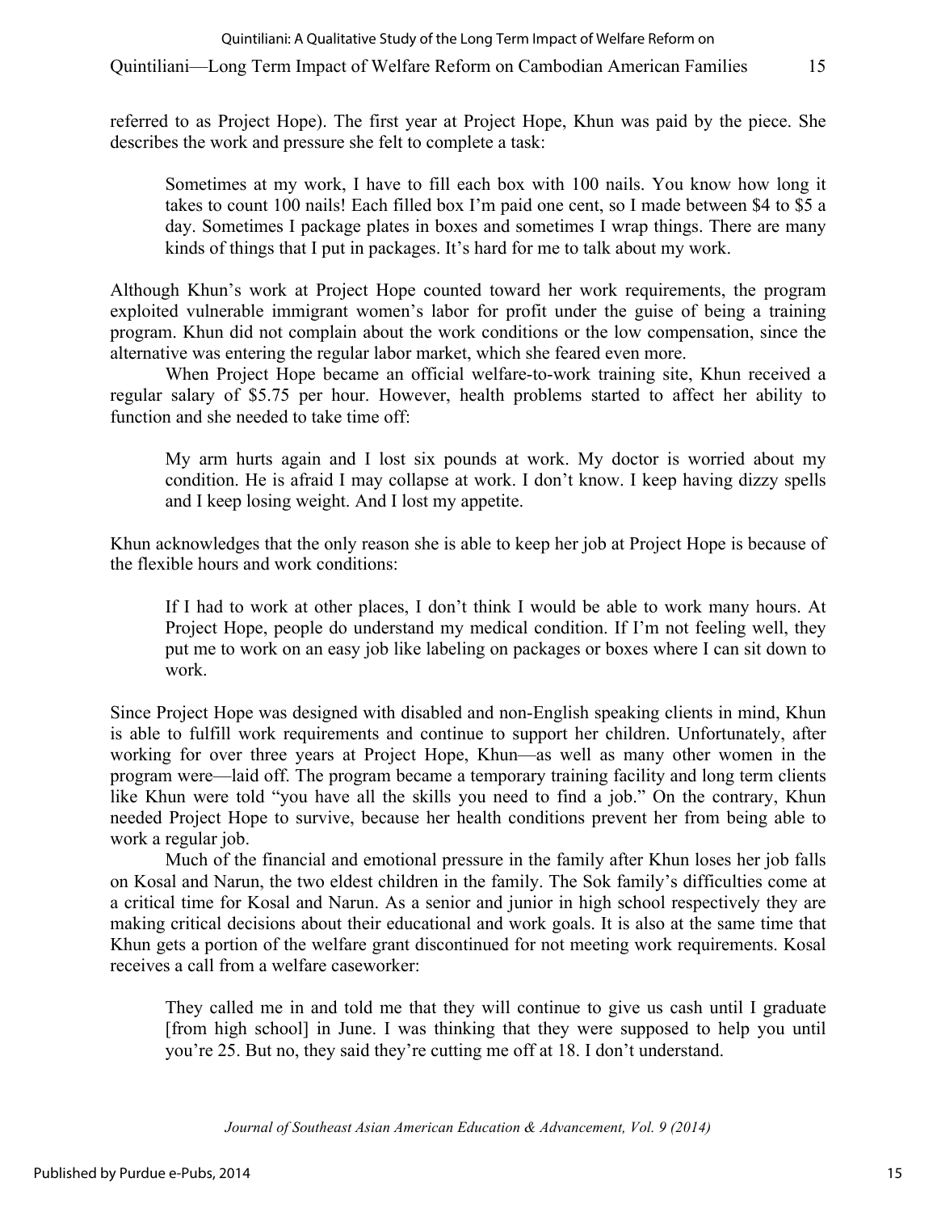referred to as Project Hope). The first year at Project Hope, Khun was paid by the piece. She describes the work and pressure she felt to complete a task:

> Sometimes at my work, I have to fill each box with 100 nails. You know how long it takes to count 100 nails! Each filled box I'm paid one cent, so I made between $4 to $5 a day. Sometimes I package plates in boxes and sometimes I wrap things. There are many kinds of things that I put in packages. It's hard for me to talk about my work.

Although Khun's work at Project Hope counted toward her work requirements, the program exploited vulnerable immigrant women's labor for profit under the guise of being a training program. Khun did not complain about the work conditions or the low compensation, since the alternative was entering the regular labor market, which she feared even more.

When Project Hope became an official welfare-to-work training site, Khun received a regular salary of $5.75 per hour. However, health problems started to affect her ability to function and she needed to take time off:

> My arm hurts again and I lost six pounds at work. My doctor is worried about my condition. He is afraid I may collapse at work. I don't know. I keep having dizzy spells and I keep losing weight. And I lost my appetite.

Khun acknowledges that the only reason she is able to keep her job at Project Hope is because of the flexible hours and work conditions:

> If I had to work at other places, I don't think I would be able to work many hours. At Project Hope, people do understand my medical condition. If I'm not feeling well, they put me to work on an easy job like labeling on packages or boxes where I can sit down to work.

Since Project Hope was designed with disabled and non-English speaking clients in mind, Khun is able to fulfill work requirements and continue to support her children. Unfortunately, after working for over three years at Project Hope, Khun—as well as many other women in the program were—laid off. The program became a temporary training facility and long term clients like Khun were told "you have all the skills you need to find a job." On the contrary, Khun needed Project Hope to survive, because her health conditions prevent her from being able to work a regular job.

Much of the financial and emotional pressure in the family after Khun loses her job falls on Kosal and Narun, the two eldest children in the family. The Sok family's difficulties come at a critical time for Kosal and Narun. As a senior and junior in high school respectively they are making critical decisions about their educational and work goals. It is also at the same time that Khun gets a portion of the welfare grant discontinued for not meeting work requirements. Kosal receives a call from a welfare caseworker:

> They called me in and told me that they will continue to give us cash until I graduate [from high school] in June. I was thinking that they were supposed to help you until you're 25. But no, they said they're cutting me off at 18. I don't understand.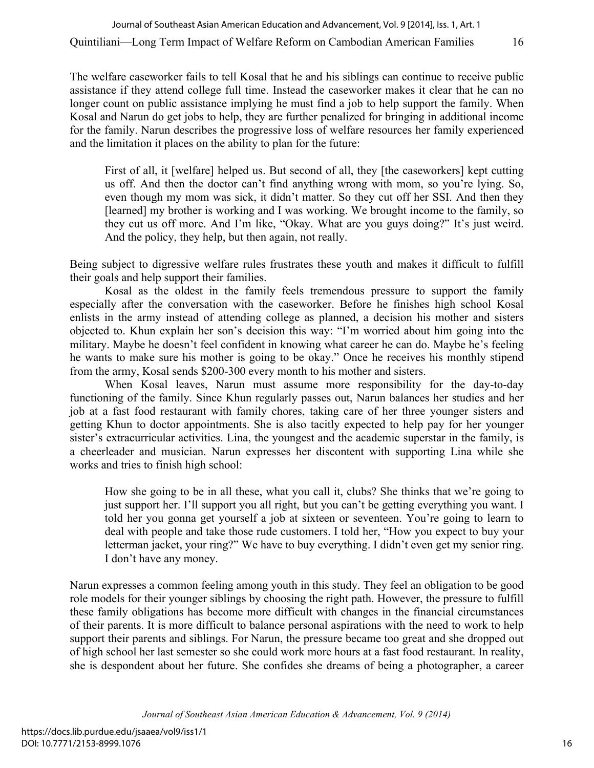The welfare caseworker fails to tell Kosal that he and his siblings can continue to receive public assistance if they attend college full time. Instead the caseworker makes it clear that he can no longer count on public assistance implying he must find a job to help support the family. When Kosal and Narun do get jobs to help, they are further penalized for bringing in additional income for the family. Narun describes the progressive loss of welfare resources her family experienced and the limitation it places on the ability to plan for the future:

> First of all, it [welfare] helped us. But second of all, they [the caseworkers] kept cutting us off. And then the doctor can't find anything wrong with mom, so you're lying. So, even though my mom was sick, it didn't matter. So they cut off her SSI. And then they [learned] my brother is working and I was working. We brought income to the family, so they cut us off more. And I'm like, "Okay. What are you guys doing?" It's just weird. And the policy, they help, but then again, not really.

Being subject to digressive welfare rules frustrates these youth and makes it difficult to fulfill their goals and help support their families.

Kosal as the oldest in the family feels tremendous pressure to support the family especially after the conversation with the caseworker. Before he finishes high school Kosal enlists in the army instead of attending college as planned, a decision his mother and sisters objected to. Khun explain her son's decision this way: "I'm worried about him going into the military. Maybe he doesn't feel confident in knowing what career he can do. Maybe he's feeling he wants to make sure his mother is going to be okay." Once he receives his monthly stipend from the army, Kosal sends $200-300 every month to his mother and sisters.

When Kosal leaves, Narun must assume more responsibility for the day-to-day functioning of the family. Since Khun regularly passes out, Narun balances her studies and her job at a fast food restaurant with family chores, taking care of her three younger sisters and getting Khun to doctor appointments. She is also tacitly expected to help pay for her younger sister's extracurricular activities. Lina, the youngest and the academic superstar in the family, is a cheerleader and musician. Narun expresses her discontent with supporting Lina while she works and tries to finish high school:

> How she going to be in all these, what you call it, clubs? She thinks that we're going to just support her. I'll support you all right, but you can't be getting everything you want. I told her you gonna get yourself a job at sixteen or seventeen. You're going to learn to deal with people and take those rude customers. I told her, "How you expect to buy your letterman jacket, your ring?" We have to buy everything. I didn't even get my senior ring. I don't have any money.

Narun expresses a common feeling among youth in this study. They feel an obligation to be good role models for their younger siblings by choosing the right path. However, the pressure to fulfill these family obligations has become more difficult with changes in the financial circumstances of their parents. It is more difficult to balance personal aspirations with the need to work to help support their parents and siblings. For Narun, the pressure became too great and she dropped out of high school her last semester so she could work more hours at a fast food restaurant. In reality, she is despondent about her future. She confides she dreams of being a photographer, a career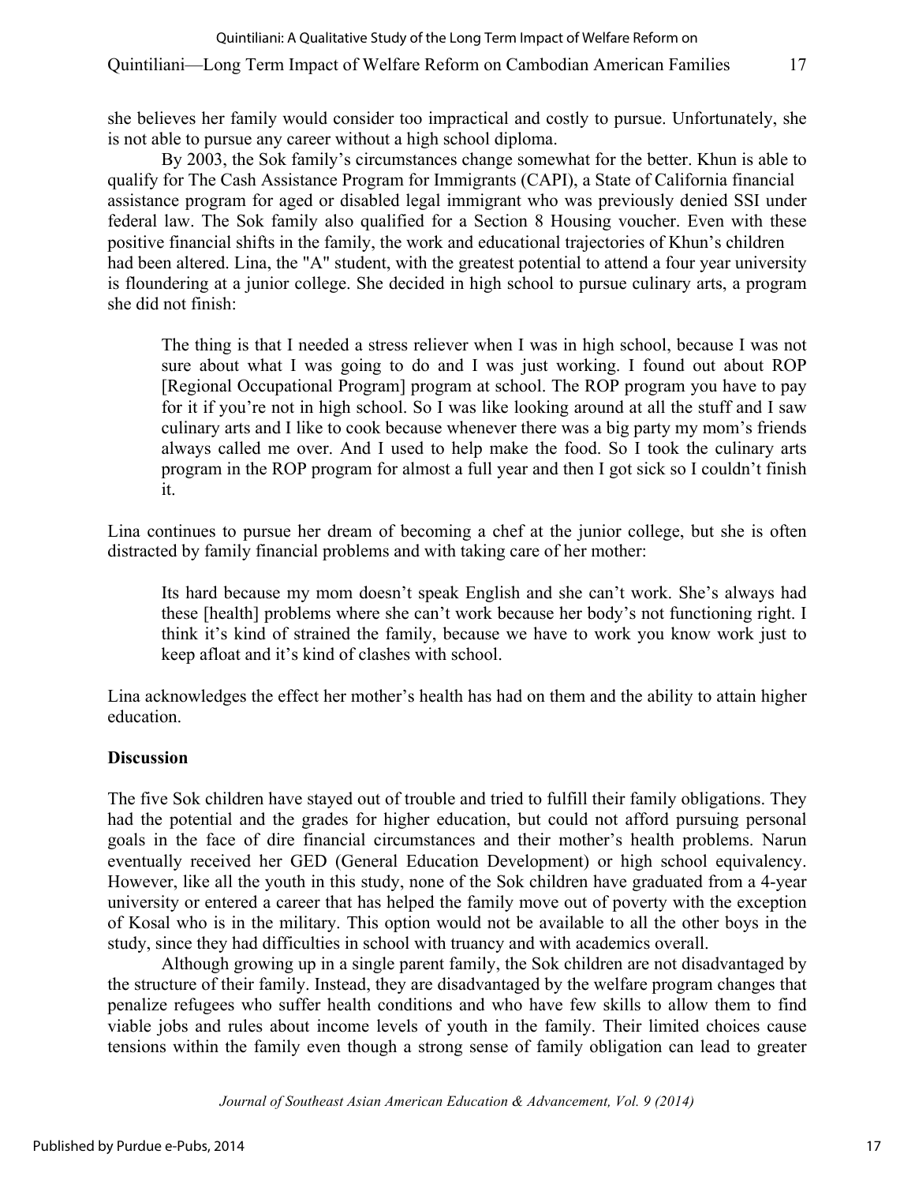she believes her family would consider too impractical and costly to pursue. Unfortunately, she is not able to pursue any career without a high school diploma.

By 2003, the Sok family's circumstances change somewhat for the better. Khun is able to qualify for The Cash Assistance Program for Immigrants (CAPI), a State of California financial assistance program for aged or disabled legal immigrant who was previously denied SSI under federal law. The Sok family also qualified for a Section 8 Housing voucher. Even with these positive financial shifts in the family, the work and educational trajectories of Khun's children had been altered. Lina, the "A" student, with the greatest potential to attend a four year university is floundering at a junior college. She decided in high school to pursue culinary arts, a program she did not finish:

> The thing is that I needed a stress reliever when I was in high school, because I was not sure about what I was going to do and I was just working. I found out about ROP [Regional Occupational Program] program at school. The ROP program you have to pay for it if you're not in high school. So I was like looking around at all the stuff and I saw culinary arts and I like to cook because whenever there was a big party my mom's friends always called me over. And I used to help make the food. So I took the culinary arts program in the ROP program for almost a full year and then I got sick so I couldn't finish it.

Lina continues to pursue her dream of becoming a chef at the junior college, but she is often distracted by family financial problems and with taking care of her mother:

> Its hard because my mom doesn't speak English and she can't work. She's always had these [health] problems where she can't work because her body's not functioning right. I think it's kind of strained the family, because we have to work you know work just to keep afloat and it's kind of clashes with school.

Lina acknowledges the effect her mother's health has had on them and the ability to attain higher education.

## Discussion

The five Sok children have stayed out of trouble and tried to fulfill their family obligations. They had the potential and the grades for higher education, but could not afford pursuing personal goals in the face of dire financial circumstances and their mother's health problems. Narun eventually received her GED (General Education Development) or high school equivalency. However, like all the youth in this study, none of the Sok children have graduated from a 4-year university or entered a career that has helped the family move out of poverty with the exception of Kosal who is in the military. This option would not be available to all the other boys in the study, since they had difficulties in school with truancy and with academics overall.

Although growing up in a single parent family, the Sok children are not disadvantaged by the structure of their family. Instead, they are disadvantaged by the welfare program changes that penalize refugees who suffer health conditions and who have few skills to allow them to find viable jobs and rules about income levels of youth in the family. Their limited choices cause tensions within the family even though a strong sense of family obligation can lead to greater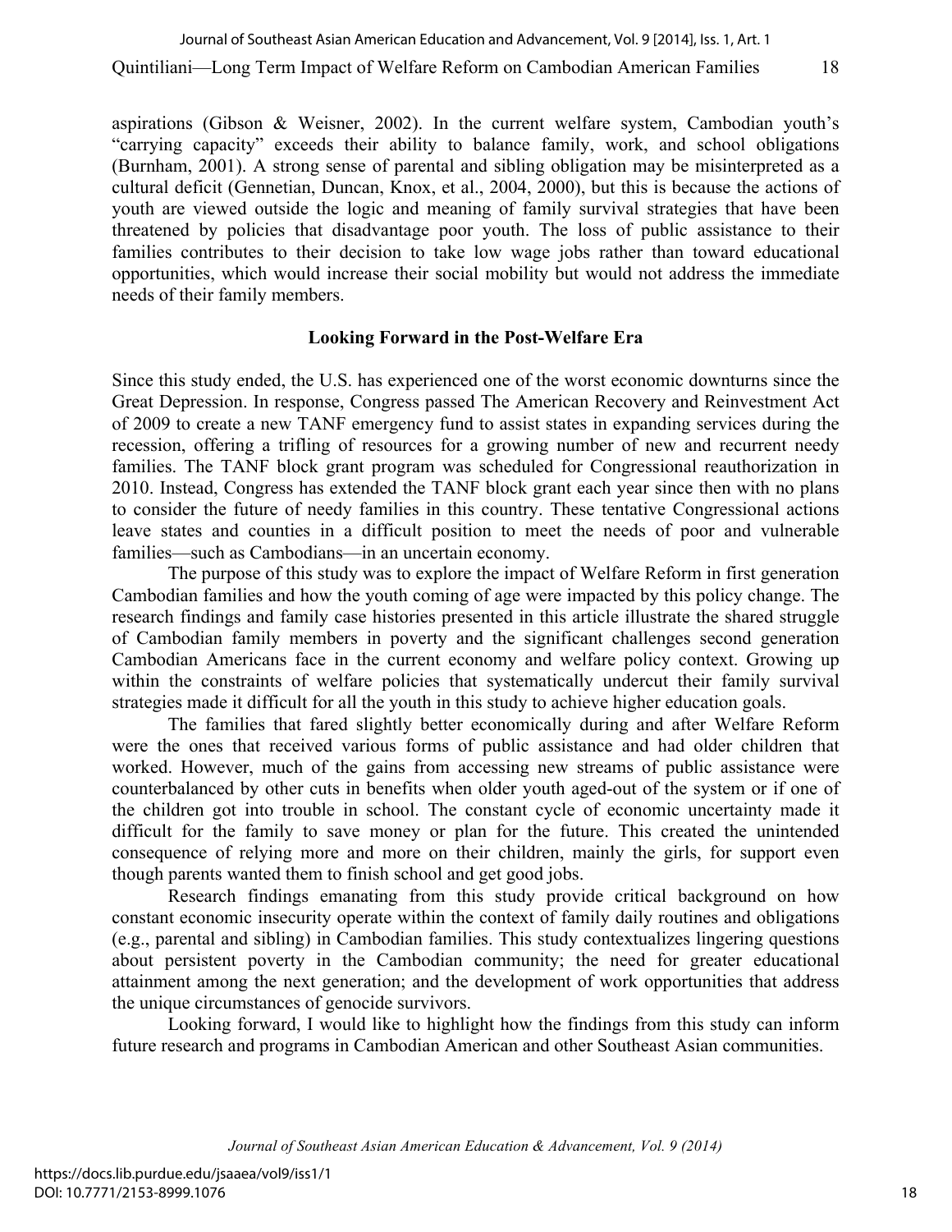aspirations (Gibson & Weisner, 2002). In the current welfare system, Cambodian youth's "carrying capacity" exceeds their ability to balance family, work, and school obligations (Burnham, 2001). A strong sense of parental and sibling obligation may be misinterpreted as a cultural deficit (Gennetian, Duncan, Knox, et al., 2004, 2000), but this is because the actions of youth are viewed outside the logic and meaning of family survival strategies that have been threatened by policies that disadvantage poor youth. The loss of public assistance to their families contributes to their decision to take low wage jobs rather than toward educational opportunities, which would increase their social mobility but would not address the immediate needs of their family members.

## Looking Forward in the Post-Welfare Era

Since this study ended, the U.S. has experienced one of the worst economic downturns since the Great Depression. In response, Congress passed The American Recovery and Reinvestment Act of 2009 to create a new TANF emergency fund to assist states in expanding services during the recession, offering a trifling of resources for a growing number of new and recurrent needy families. The TANF block grant program was scheduled for Congressional reauthorization in 2010. Instead, Congress has extended the TANF block grant each year since then with no plans to consider the future of needy families in this country. These tentative Congressional actions leave states and counties in a difficult position to meet the needs of poor and vulnerable families—such as Cambodians—in an uncertain economy.

The purpose of this study was to explore the impact of Welfare Reform in first generation Cambodian families and how the youth coming of age were impacted by this policy change. The research findings and family case histories presented in this article illustrate the shared struggle of Cambodian family members in poverty and the significant challenges second generation Cambodian Americans face in the current economy and welfare policy context. Growing up within the constraints of welfare policies that systematically undercut their family survival strategies made it difficult for all the youth in this study to achieve higher education goals.

The families that fared slightly better economically during and after Welfare Reform were the ones that received various forms of public assistance and had older children that worked. However, much of the gains from accessing new streams of public assistance were counterbalanced by other cuts in benefits when older youth aged-out of the system or if one of the children got into trouble in school. The constant cycle of economic uncertainty made it difficult for the family to save money or plan for the future. This created the unintended consequence of relying more and more on their children, mainly the girls, for support even though parents wanted them to finish school and get good jobs.

Research findings emanating from this study provide critical background on how constant economic insecurity operate within the context of family daily routines and obligations (e.g., parental and sibling) in Cambodian families. This study contextualizes lingering questions about persistent poverty in the Cambodian community; the need for greater educational attainment among the next generation; and the development of work opportunities that address the unique circumstances of genocide survivors.

Looking forward, I would like to highlight how the findings from this study can inform future research and programs in Cambodian American and other Southeast Asian communities.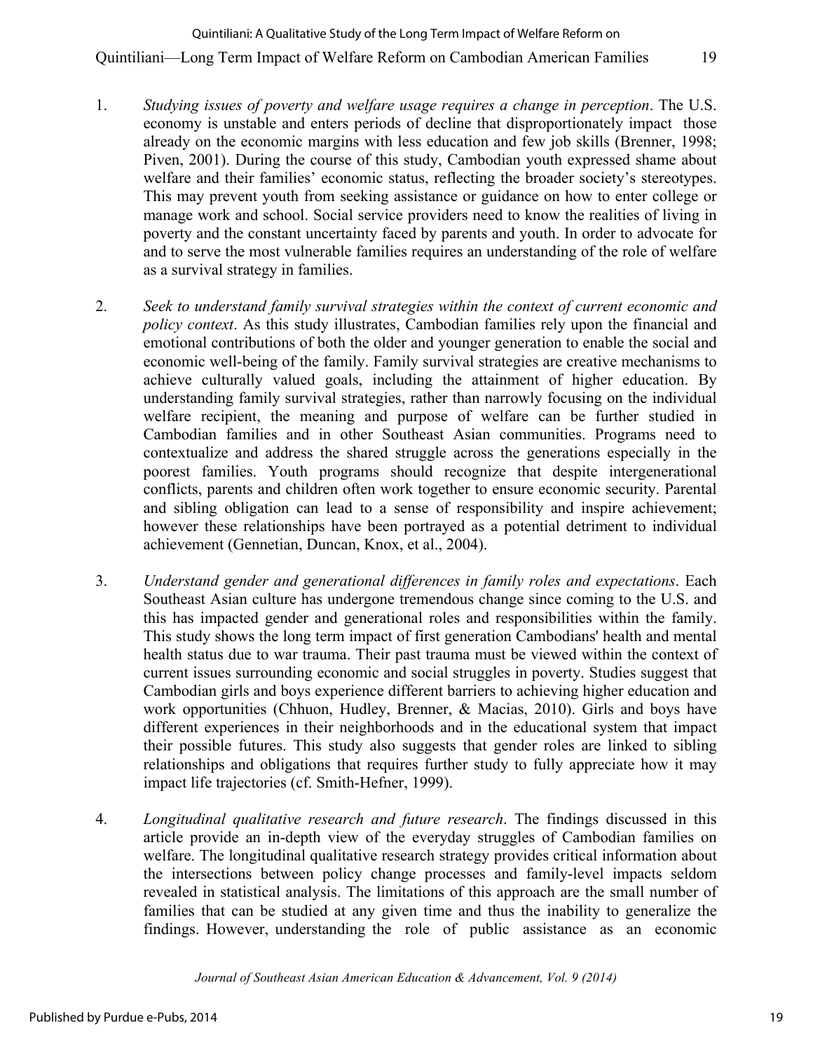1. *Studying issues of poverty and welfare usage requires a change in perception*. The U.S. economy is unstable and enters periods of decline that disproportionately impact those already on the economic margins with less education and few job skills (Brenner, 1998; Piven, 2001). During the course of this study, Cambodian youth expressed shame about welfare and their families' economic status, reflecting the broader society's stereotypes. This may prevent youth from seeking assistance or guidance on how to enter college or manage work and school. Social service providers need to know the realities of living in poverty and the constant uncertainty faced by parents and youth. In order to advocate for and to serve the most vulnerable families requires an understanding of the role of welfare as a survival strategy in families.

2. *Seek to understand family survival strategies within the context of current economic and policy context*. As this study illustrates, Cambodian families rely upon the financial and emotional contributions of both the older and younger generation to enable the social and economic well-being of the family. Family survival strategies are creative mechanisms to achieve culturally valued goals, including the attainment of higher education. By understanding family survival strategies, rather than narrowly focusing on the individual welfare recipient, the meaning and purpose of welfare can be further studied in Cambodian families and in other Southeast Asian communities. Programs need to contextualize and address the shared struggle across the generations especially in the poorest families. Youth programs should recognize that despite intergenerational conflicts, parents and children often work together to ensure economic security. Parental and sibling obligation can lead to a sense of responsibility and inspire achievement; however these relationships have been portrayed as a potential detriment to individual achievement (Gennetian, Duncan, Knox, et al., 2004).

3. *Understand gender and generational differences in family roles and expectations*. Each Southeast Asian culture has undergone tremendous change since coming to the U.S. and this has impacted gender and generational roles and responsibilities within the family. This study shows the long term impact of first generation Cambodians' health and mental health status due to war trauma. Their past trauma must be viewed within the context of current issues surrounding economic and social struggles in poverty. Studies suggest that Cambodian girls and boys experience different barriers to achieving higher education and work opportunities (Chhuon, Hudley, Brenner, & Macias, 2010). Girls and boys have different experiences in their neighborhoods and in the educational system that impact their possible futures. This study also suggests that gender roles are linked to sibling relationships and obligations that requires further study to fully appreciate how it may impact life trajectories (cf. Smith-Hefner, 1999).

4. *Longitudinal qualitative research and future research*. The findings discussed in this article provide an in-depth view of the everyday struggles of Cambodian families on welfare. The longitudinal qualitative research strategy provides critical information about the intersections between policy change processes and family-level impacts seldom revealed in statistical analysis. The limitations of this approach are the small number of families that can be studied at any given time and thus the inability to generalize the findings. However, understanding the role of public assistance as an economic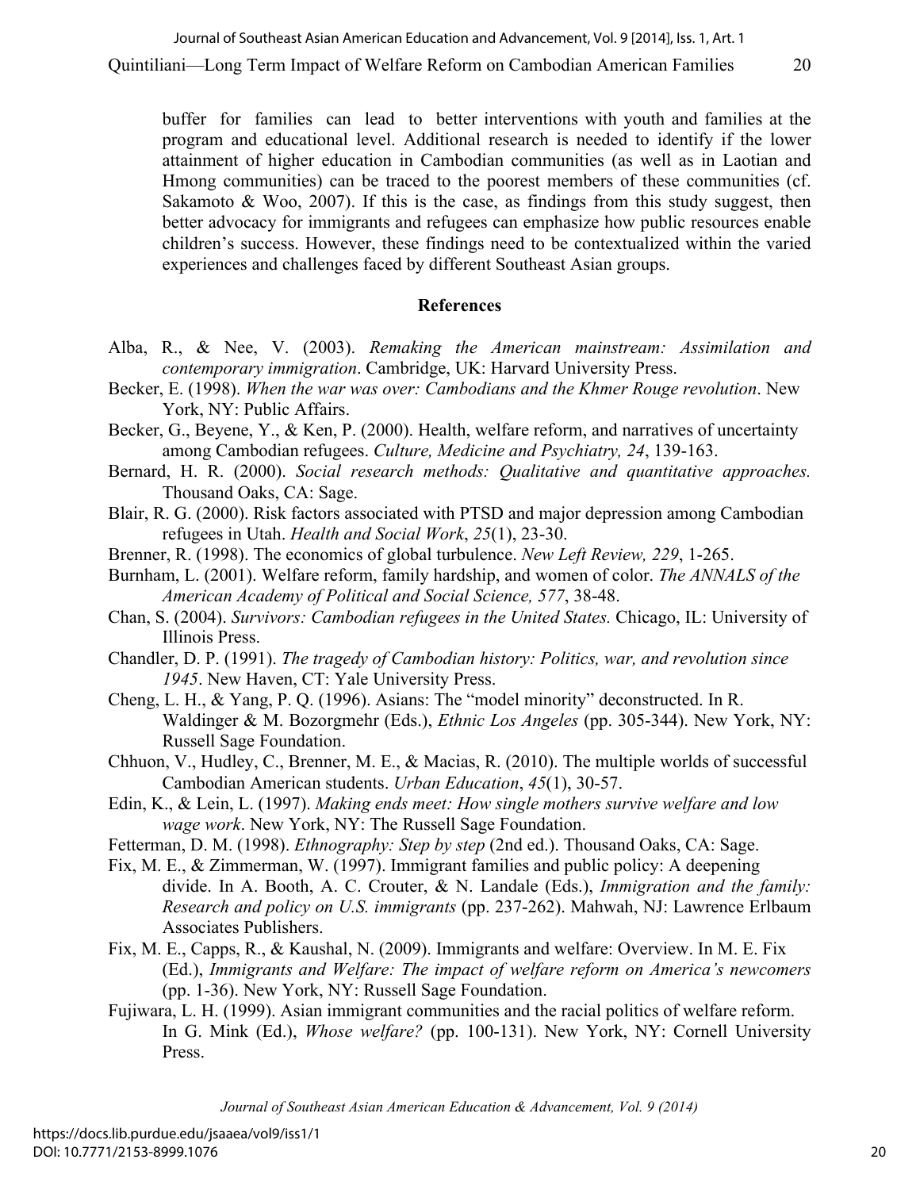buffer for families can lead to better interventions with youth and families at the program and educational level. Additional research is needed to identify if the lower attainment of higher education in Cambodian communities (as well as in Laotian and Hmong communities) can be traced to the poorest members of these communities (cf. Sakamoto & Woo, 2007). If this is the case, as findings from this study suggest, then better advocacy for immigrants and refugees can emphasize how public resources enable children's success. However, these findings need to be contextualized within the varied experiences and challenges faced by different Southeast Asian groups.

## References

Alba, R., & Nee, V. (2003). *Remaking the American mainstream: Assimilation and contemporary immigration*. Cambridge, UK: Harvard University Press.

Becker, E. (1998). *When the war was over: Cambodians and the Khmer Rouge revolution*. New York, NY: Public Affairs.

Becker, G., Beyene, Y., & Ken, P. (2000). Health, welfare reform, and narratives of uncertainty among Cambodian refugees. *Culture, Medicine and Psychiatry, 24*, 139-163.

Bernard, H. R. (2000). *Social research methods: Qualitative and quantitative approaches.* Thousand Oaks, CA: Sage.

Blair, R. G. (2000). Risk factors associated with PTSD and major depression among Cambodian refugees in Utah. *Health and Social Work*, *25*(1), 23-30.

Brenner, R. (1998). The economics of global turbulence. *New Left Review, 229*, 1-265.

Burnham, L. (2001). Welfare reform, family hardship, and women of color. *The ANNALS of the American Academy of Political and Social Science, 577*, 38-48.

Chan, S. (2004). *Survivors: Cambodian refugees in the United States.* Chicago, IL: University of Illinois Press.

Chandler, D. P. (1991). *The tragedy of Cambodian history: Politics, war, and revolution since 1945*. New Haven, CT: Yale University Press.

Cheng, L. H., & Yang, P. Q. (1996). Asians: The "model minority" deconstructed. In R. Waldinger & M. Bozorgmehr (Eds.), *Ethnic Los Angeles* (pp. 305-344). New York, NY: Russell Sage Foundation.

Chhuon, V., Hudley, C., Brenner, M. E., & Macias, R. (2010). The multiple worlds of successful Cambodian American students. *Urban Education*, *45*(1), 30-57.

Edin, K., & Lein, L. (1997). *Making ends meet: How single mothers survive welfare and low wage work*. New York, NY: The Russell Sage Foundation.

Fetterman, D. M. (1998). *Ethnography: Step by step* (2nd ed.). Thousand Oaks, CA: Sage.

Fix, M. E., & Zimmerman, W. (1997). Immigrant families and public policy: A deepening divide. In A. Booth, A. C. Crouter, & N. Landale (Eds.), *Immigration and the family: Research and policy on U.S. immigrants* (pp. 237-262). Mahwah, NJ: Lawrence Erlbaum Associates Publishers.

Fix, M. E., Capps, R., & Kaushal, N. (2009). Immigrants and welfare: Overview. In M. E. Fix (Ed.), *Immigrants and Welfare: The impact of welfare reform on America's newcomers* (pp. 1-36). New York, NY: Russell Sage Foundation.

Fujiwara, L. H. (1999). Asian immigrant communities and the racial politics of welfare reform. In G. Mink (Ed.), *Whose welfare?* (pp. 100-131). New York, NY: Cornell University Press.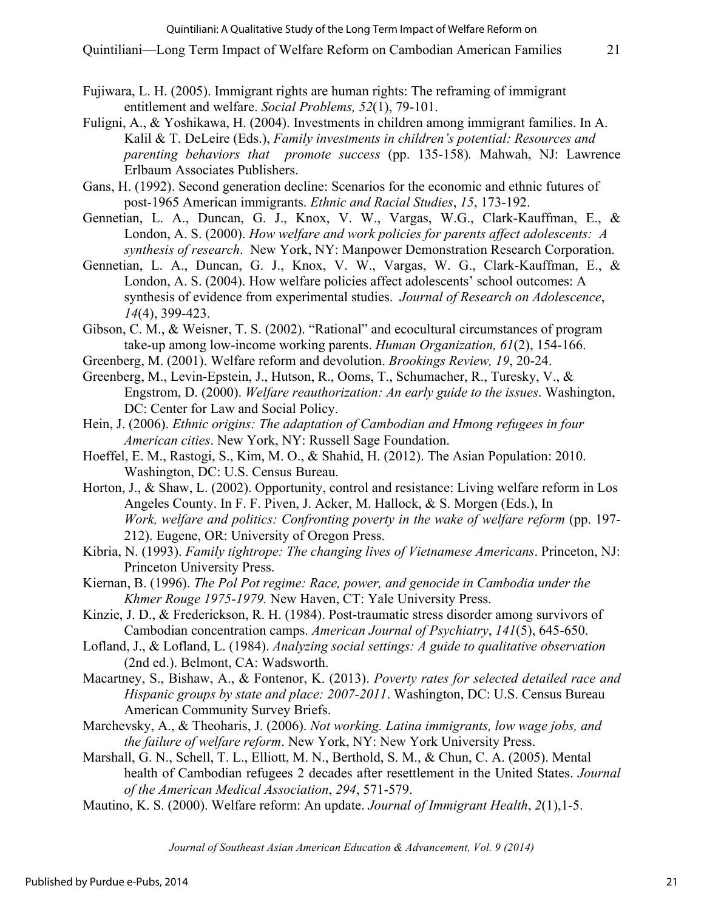Fujiwara, L. H. (2005). Immigrant rights are human rights: The reframing of immigrant entitlement and welfare. *Social Problems, 52*(1), 79-101.

Fuligni, A., & Yoshikawa, H. (2004). Investments in children among immigrant families. In A. Kalil & T. DeLeire (Eds.), *Family investments in children's potential: Resources and parenting behaviors that promote success* (pp. 135-158). Mahwah, NJ: Lawrence Erlbaum Associates Publishers.

Gans, H. (1992). Second generation decline: Scenarios for the economic and ethnic futures of post-1965 American immigrants. *Ethnic and Racial Studies*, *15*, 173-192.

Gennetian, L. A., Duncan, G. J., Knox, V. W., Vargas, W.G., Clark-Kauffman, E., & London, A. S. (2000). *How welfare and work policies for parents affect adolescents: A synthesis of research*. New York, NY: Manpower Demonstration Research Corporation.

Gennetian, L. A., Duncan, G. J., Knox, V. W., Vargas, W. G., Clark-Kauffman, E., & London, A. S. (2004). How welfare policies affect adolescents' school outcomes: A synthesis of evidence from experimental studies. *Journal of Research on Adolescence*, *14*(4), 399-423.

Gibson, C. M., & Weisner, T. S. (2002). "Rational" and ecocultural circumstances of program take-up among low-income working parents. *Human Organization, 61*(2), 154-166.

Greenberg, M. (2001). Welfare reform and devolution. *Brookings Review, 19*, 20-24.

Greenberg, M., Levin-Epstein, J., Hutson, R., Ooms, T., Schumacher, R., Turesky, V., & Engstrom, D. (2000). *Welfare reauthorization: An early guide to the issues*. Washington, DC: Center for Law and Social Policy.

Hein, J. (2006). *Ethnic origins: The adaptation of Cambodian and Hmong refugees in four American cities*. New York, NY: Russell Sage Foundation.

Hoeffel, E. M., Rastogi, S., Kim, M. O., & Shahid, H. (2012). The Asian Population: 2010. Washington, DC: U.S. Census Bureau.

Horton, J., & Shaw, L. (2002). Opportunity, control and resistance: Living welfare reform in Los Angeles County. In F. F. Piven, J. Acker, M. Hallock, & S. Morgen (Eds.), In *Work, welfare and politics: Confronting poverty in the wake of welfare reform* (pp. 197-212). Eugene, OR: University of Oregon Press.

Kibria, N. (1993). *Family tightrope: The changing lives of Vietnamese Americans*. Princeton, NJ: Princeton University Press.

Kiernan, B. (1996). *The Pol Pot regime: Race, power, and genocide in Cambodia under the Khmer Rouge 1975-1979.* New Haven, CT: Yale University Press.

Kinzie, J. D., & Frederickson, R. H. (1984). Post-traumatic stress disorder among survivors of Cambodian concentration camps. *American Journal of Psychiatry*, *141*(5), 645-650.

Lofland, J., & Lofland, L. (1984). *Analyzing social settings: A guide to qualitative observation* (2nd ed.). Belmont, CA: Wadsworth.

Macartney, S., Bishaw, A., & Fontenor, K. (2013). *Poverty rates for selected detailed race and Hispanic groups by state and place: 2007-2011*. Washington, DC: U.S. Census Bureau American Community Survey Briefs.

Marchevsky, A., & Theoharis, J. (2006). *Not working. Latina immigrants, low wage jobs, and the failure of welfare reform*. New York, NY: New York University Press.

Marshall, G. N., Schell, T. L., Elliott, M. N., Berthold, S. M., & Chun, C. A. (2005). Mental health of Cambodian refugees 2 decades after resettlement in the United States. *Journal of the American Medical Association*, *294*, 571-579.

Mautino, K. S. (2000). Welfare reform: An update. *Journal of Immigrant Health*, *2*(1),1-5.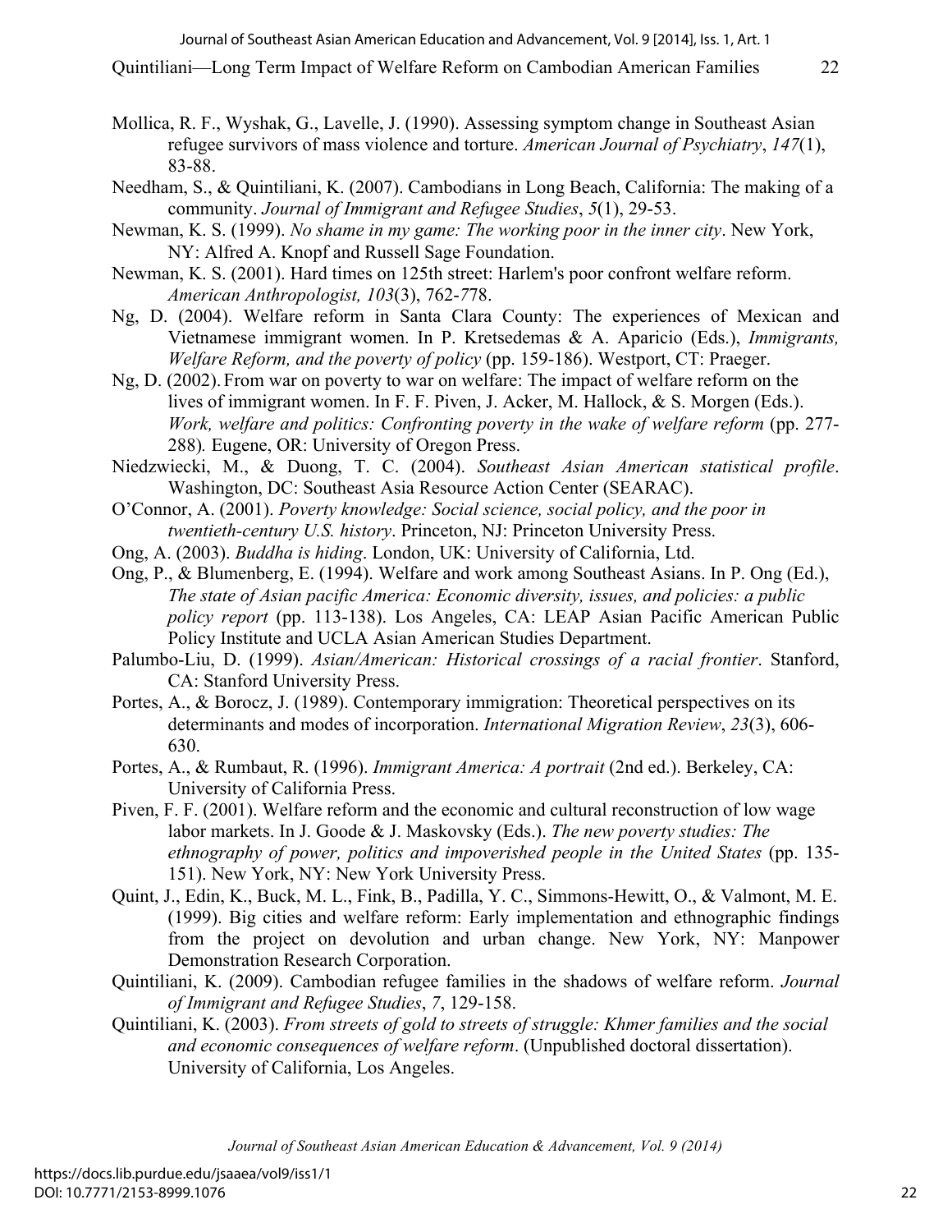Mollica, R. F., Wyshak, G., Lavelle, J. (1990). Assessing symptom change in Southeast Asian refugee survivors of mass violence and torture. *American Journal of Psychiatry*, *147*(1), 83-88.

Needham, S., & Quintiliani, K. (2007). Cambodians in Long Beach, California: The making of a community. *Journal of Immigrant and Refugee Studies*, *5*(1), 29-53.

Newman, K. S. (1999). *No shame in my game: The working poor in the inner city*. New York, NY: Alfred A. Knopf and Russell Sage Foundation.

Newman, K. S. (2001). Hard times on 125th street: Harlem's poor confront welfare reform. *American Anthropologist, 103*(3), 762-778.

Ng, D. (2004). Welfare reform in Santa Clara County: The experiences of Mexican and Vietnamese immigrant women. In P. Kretsedemas & A. Aparicio (Eds.), *Immigrants, Welfare Reform, and the poverty of policy* (pp. 159-186). Westport, CT: Praeger.

Ng, D. (2002). From war on poverty to war on welfare: The impact of welfare reform on the lives of immigrant women. In F. F. Piven, J. Acker, M. Hallock, & S. Morgen (Eds.). *Work, welfare and politics: Confronting poverty in the wake of welfare reform* (pp. 277-288)*.* Eugene, OR: University of Oregon Press.

Niedzwiecki, M., & Duong, T. C. (2004). *Southeast Asian American statistical profile*. Washington, DC: Southeast Asia Resource Action Center (SEARAC).

O'Connor, A. (2001). *Poverty knowledge: Social science, social policy, and the poor in twentieth-century U.S. history*. Princeton, NJ: Princeton University Press.

Ong, A. (2003). *Buddha is hiding*. London, UK: University of California, Ltd.

Ong, P., & Blumenberg, E. (1994). Welfare and work among Southeast Asians. In P. Ong (Ed.), *The state of Asian pacific America: Economic diversity, issues, and policies: a public policy report* (pp. 113-138). Los Angeles, CA: LEAP Asian Pacific American Public Policy Institute and UCLA Asian American Studies Department.

Palumbo-Liu, D. (1999). *Asian/American: Historical crossings of a racial frontier*. Stanford, CA: Stanford University Press.

Portes, A., & Borocz, J. (1989). Contemporary immigration: Theoretical perspectives on its determinants and modes of incorporation. *International Migration Review*, *23*(3), 606-630.

Portes, A., & Rumbaut, R. (1996). *Immigrant America: A portrait* (2nd ed.). Berkeley, CA: University of California Press.

Piven, F. F. (2001). Welfare reform and the economic and cultural reconstruction of low wage labor markets. In J. Goode & J. Maskovsky (Eds.). *The new poverty studies: The ethnography of power, politics and impoverished people in the United States* (pp. 135-151). New York, NY: New York University Press.

Quint, J., Edin, K., Buck, M. L., Fink, B., Padilla, Y. C., Simmons-Hewitt, O., & Valmont, M. E. (1999). Big cities and welfare reform: Early implementation and ethnographic findings from the project on devolution and urban change. New York, NY: Manpower Demonstration Research Corporation.

Quintiliani, K. (2009). Cambodian refugee families in the shadows of welfare reform. *Journal of Immigrant and Refugee Studies*, *7*, 129-158.

Quintiliani, K. (2003). *From streets of gold to streets of struggle: Khmer families and the social and economic consequences of welfare reform*. (Unpublished doctoral dissertation). University of California, Los Angeles.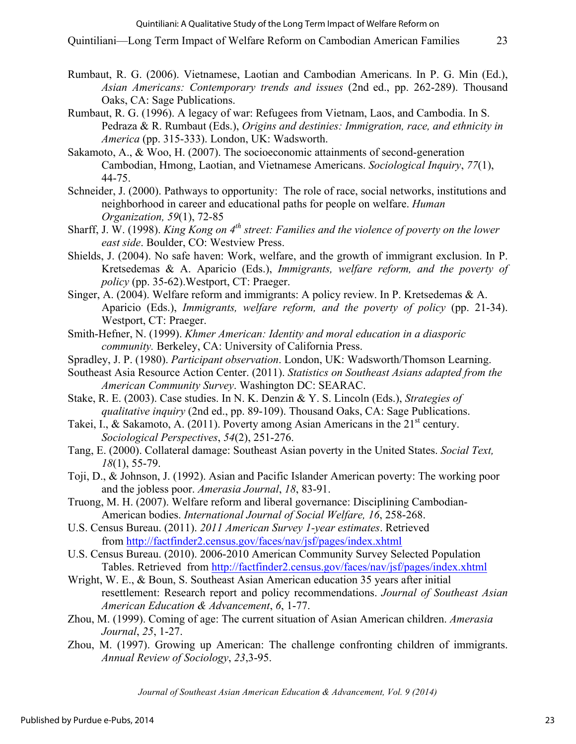Rumbaut, R. G. (2006). Vietnamese, Laotian and Cambodian Americans. In P. G. Min (Ed.), *Asian Americans: Contemporary trends and issues* (2nd ed., pp. 262-289). Thousand Oaks, CA: Sage Publications.

Rumbaut, R. G. (1996). A legacy of war: Refugees from Vietnam, Laos, and Cambodia. In S. Pedraza & R. Rumbaut (Eds.), *Origins and destinies: Immigration, race, and ethnicity in America* (pp. 315-333). London, UK: Wadsworth.

Sakamoto, A., & Woo, H. (2007). The socioeconomic attainments of second-generation Cambodian, Hmong, Laotian, and Vietnamese Americans. *Sociological Inquiry*, *77*(1), 44-75.

Schneider, J. (2000). Pathways to opportunity: The role of race, social networks, institutions and neighborhood in career and educational paths for people on welfare. *Human Organization, 59*(1), 72-85

Sharff, J. W. (1998). *King Kong on 4th street: Families and the violence of poverty on the lower east side*. Boulder, CO: Westview Press.

Shields, J. (2004). No safe haven: Work, welfare, and the growth of immigrant exclusion. In P. Kretsedemas & A. Aparicio (Eds.), *Immigrants, welfare reform, and the poverty of policy* (pp. 35-62).Westport, CT: Praeger.

Singer, A. (2004). Welfare reform and immigrants: A policy review. In P. Kretsedemas & A. Aparicio (Eds.), *Immigrants, welfare reform, and the poverty of policy* (pp. 21-34). Westport, CT: Praeger.

Smith-Hefner, N. (1999). *Khmer American: Identity and moral education in a diasporic community.* Berkeley, CA: University of California Press.

Spradley, J. P. (1980). *Participant observation*. London, UK: Wadsworth/Thomson Learning.

Southeast Asia Resource Action Center. (2011). *Statistics on Southeast Asians adapted from the American Community Survey*. Washington DC: SEARAC.

Stake, R. E. (2003). Case studies. In N. K. Denzin & Y. S. Lincoln (Eds.), *Strategies of qualitative inquiry* (2nd ed., pp. 89-109). Thousand Oaks, CA: Sage Publications.

Takei, I., & Sakamoto, A. (2011). Poverty among Asian Americans in the 21st century. *Sociological Perspectives*, *54*(2), 251-276.

Tang, E. (2000). Collateral damage: Southeast Asian poverty in the United States. *Social Text, 18*(1), 55-79.

Toji, D., & Johnson, J. (1992). Asian and Pacific Islander American poverty: The working poor and the jobless poor. *Amerasia Journal*, *18*, 83-91.

Truong, M. H. (2007). Welfare reform and liberal governance: Disciplining Cambodian-American bodies. *International Journal of Social Welfare, 16*, 258-268.

U.S. Census Bureau. (2011). *2011 American Survey 1-year estimates*. Retrieved from http://factfinder2.census.gov/faces/nav/jsf/pages/index.xhtml

U.S. Census Bureau. (2010). 2006-2010 American Community Survey Selected Population Tables. Retrieved from http://factfinder2.census.gov/faces/nav/jsf/pages/index.xhtml

Wright, W. E., & Boun, S. Southeast Asian American education 35 years after initial resettlement: Research report and policy recommendations. *Journal of Southeast Asian American Education & Advancement*, *6*, 1-77.

Zhou, M. (1999). Coming of age: The current situation of Asian American children. *Amerasia Journal*, *25*, 1-27.

Zhou, M. (1997). Growing up American: The challenge confronting children of immigrants. *Annual Review of Sociology*, *23*,3-95.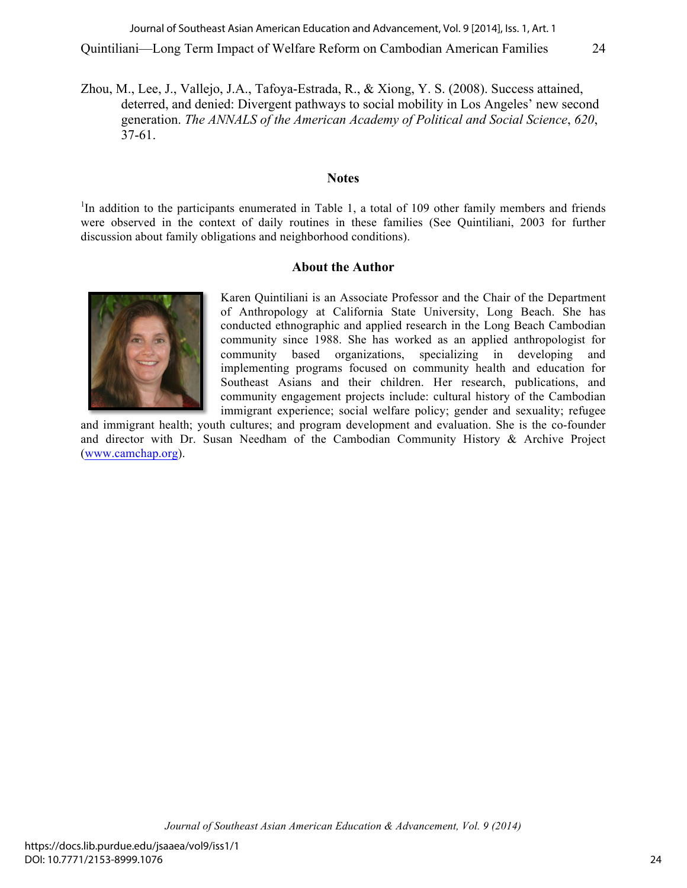Zhou, M., Lee, J., Vallejo, J.A., Tafoya-Estrada, R., & Xiong, Y. S. (2008). Success attained, deterred, and denied: Divergent pathways to social mobility in Los Angeles' new second generation. *The ANNALS of the American Academy of Political and Social Science*, *620*, 37-61.

## Notes

[1]In addition to the participants enumerated in Table 1, a total of 109 other family members and friends were observed in the context of daily routines in these families (See Quintiliani, 2003 for further discussion about family obligations and neighborhood conditions).

## About the Author

Karen Quintiliani is an Associate Professor and the Chair of the Department of Anthropology at California State University, Long Beach. She has conducted ethnographic and applied research in the Long Beach Cambodian community since 1988. She has worked as an applied anthropologist for community based organizations, specializing in developing and implementing programs focused on community health and education for Southeast Asians and their children. Her research, publications, and community engagement projects include: cultural history of the Cambodian immigrant experience; social welfare policy; gender and sexuality; refugee and immigrant health; youth cultures; and program development and evaluation. She is the co-founder and director with Dr. Susan Needham of the Cambodian Community History & Archive Project (www.camchap.org).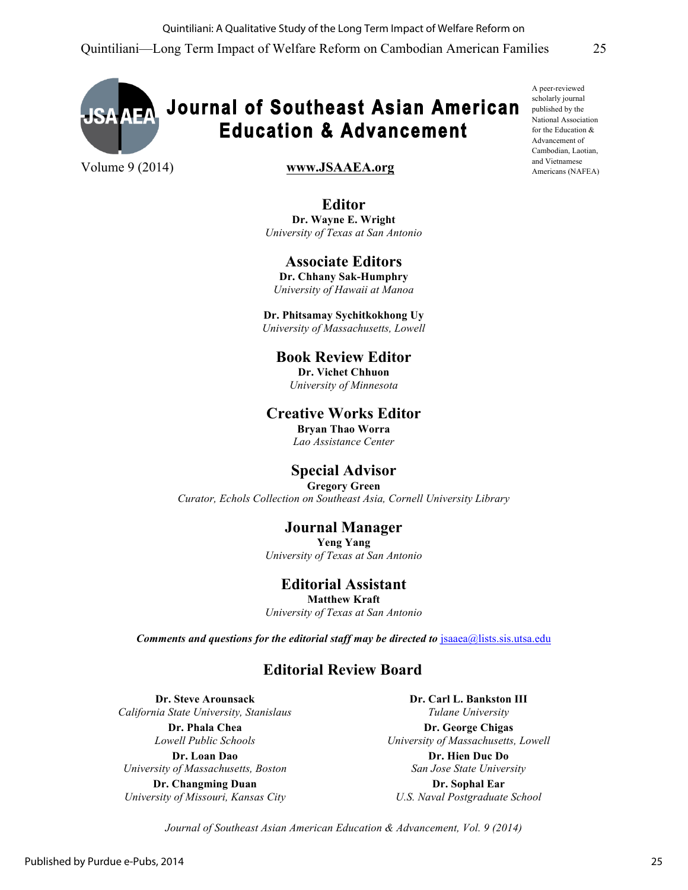# Journal of Southeast Asian American Education & Advancement

Volume 9 (2014)

www.JSAAEA.org

A peer-reviewed scholarly journal published by the National Association for the Education & Advancement of Cambodian, Laotian, and Vietnamese Americans (NAFEA)

## Editor

**Dr. Wayne E. Wright**
*University of Texas at San Antonio*

## Associate Editors

**Dr. Chhany Sak-Humphry**
*University of Hawaii at Manoa*

**Dr. Phitsamay Sychitkokhong Uy**
*University of Massachusetts, Lowell*

## Book Review Editor

**Dr. Vichet Chhuon**
*University of Minnesota*

## Creative Works Editor

**Bryan Thao Worra**
*Lao Assistance Center*

## Special Advisor

**Gregory Green**
*Curator, Echols Collection on Southeast Asia, Cornell University Library*

## Journal Manager

**Yeng Yang**
*University of Texas at San Antonio*

## Editorial Assistant

**Matthew Kraft**
*University of Texas at San Antonio*

***Comments and questions for the editorial staff may be directed to*** jsaaea@lists.sis.utsa.edu

## Editorial Review Board

**Dr. Steve Arounsack**
*California State University, Stanislaus*

**Dr. Phala Chea**
*Lowell Public Schools*

**Dr. Loan Dao**
*University of Massachusetts, Boston*

**Dr. Changming Duan**
*University of Missouri, Kansas City*

**Dr. Carl L. Bankston III**
*Tulane University*

**Dr. George Chigas**
*University of Massachusetts, Lowell*

**Dr. Hien Duc Do**
*San Jose State University*

**Dr. Sophal Ear**
*U.S. Naval Postgraduate School*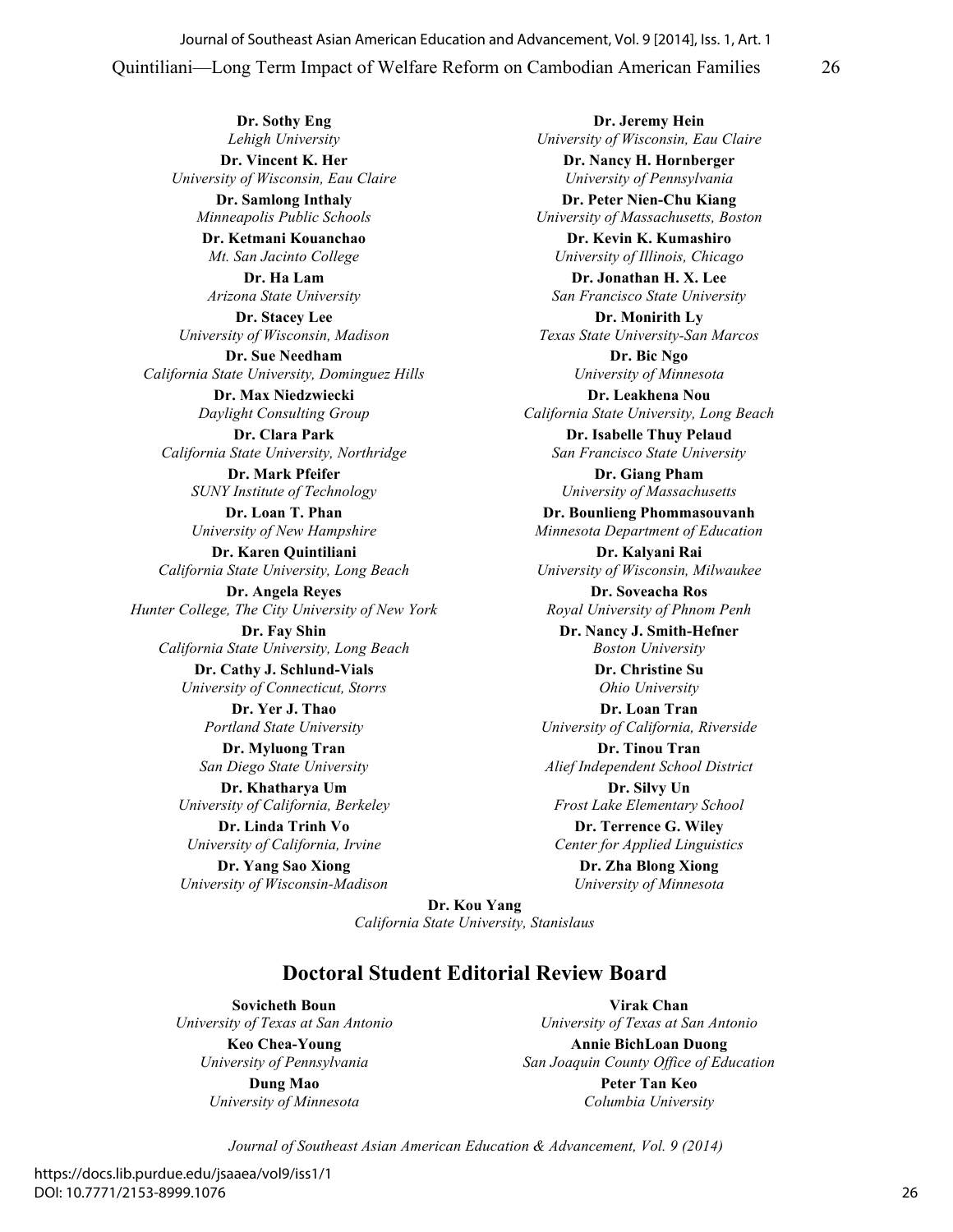**Dr. Sothy Eng**
*Lehigh University*

**Dr. Vincent K. Her**
*University of Wisconsin, Eau Claire*

**Dr. Samlong Inthaly**
*Minneapolis Public Schools*

**Dr. Ketmani Kouanchao**
*Mt. San Jacinto College*

**Dr. Ha Lam**
*Arizona State University*

**Dr. Stacey Lee**
*University of Wisconsin, Madison*

**Dr. Sue Needham**
*California State University, Dominguez Hills*

**Dr. Max Niedzwiecki**
*Daylight Consulting Group*

**Dr. Clara Park**
*California State University, Northridge*

**Dr. Mark Pfeifer**
*SUNY Institute of Technology*

**Dr. Loan T. Phan**
*University of New Hampshire*

**Dr. Karen Quintiliani**
*California State University, Long Beach*

**Dr. Angela Reyes**
*Hunter College, The City University of New York*

**Dr. Fay Shin**
*California State University, Long Beach*

**Dr. Cathy J. Schlund-Vials**
*University of Connecticut, Storrs*

**Dr. Yer J. Thao**
*Portland State University*

**Dr. Myluong Tran**
*San Diego State University*

**Dr. Khatharya Um**
*University of California, Berkeley*

**Dr. Linda Trinh Vo**
*University of California, Irvine*

**Dr. Yang Sao Xiong**
*University of Wisconsin-Madison*

**Dr. Jeremy Hein**
*University of Wisconsin, Eau Claire*

**Dr. Nancy H. Hornberger**
*University of Pennsylvania*

**Dr. Peter Nien-Chu Kiang**
*University of Massachusetts, Boston*

**Dr. Kevin K. Kumashiro**
*University of Illinois, Chicago*

**Dr. Jonathan H. X. Lee**
*San Francisco State University*

**Dr. Monirith Ly**
*Texas State University-San Marcos*

**Dr. Bic Ngo**
*University of Minnesota*

**Dr. Leakhena Nou**
*California State University, Long Beach*

**Dr. Isabelle Thuy Pelaud**
*San Francisco State University*

**Dr. Giang Pham**
*University of Massachusetts*

**Dr. Bounlieng Phommasouvanh**
*Minnesota Department of Education*

**Dr. Kalyani Rai**
*University of Wisconsin, Milwaukee*

**Dr. Soveacha Ros**
*Royal University of Phnom Penh*

**Dr. Nancy J. Smith-Hefner**
*Boston University*

**Dr. Christine Su**
*Ohio University*

**Dr. Loan Tran**
*University of California, Riverside*

**Dr. Tinou Tran**
*Alief Independent School District*

**Dr. Silvy Un**
*Frost Lake Elementary School*

**Dr. Terrence G. Wiley**
*Center for Applied Linguistics*

**Dr. Zha Blong Xiong**
*University of Minnesota*

**Dr. Kou Yang**
*California State University, Stanislaus*

## Doctoral Student Editorial Review Board

**Sovicheth Boun**
*University of Texas at San Antonio*

**Keo Chea-Young**
*University of Pennsylvania*

**Dung Mao**
*University of Minnesota*

**Virak Chan**
*University of Texas at San Antonio*

**Annie BichLoan Duong**
*San Joaquin County Office of Education*

**Peter Tan Keo**
*Columbia University*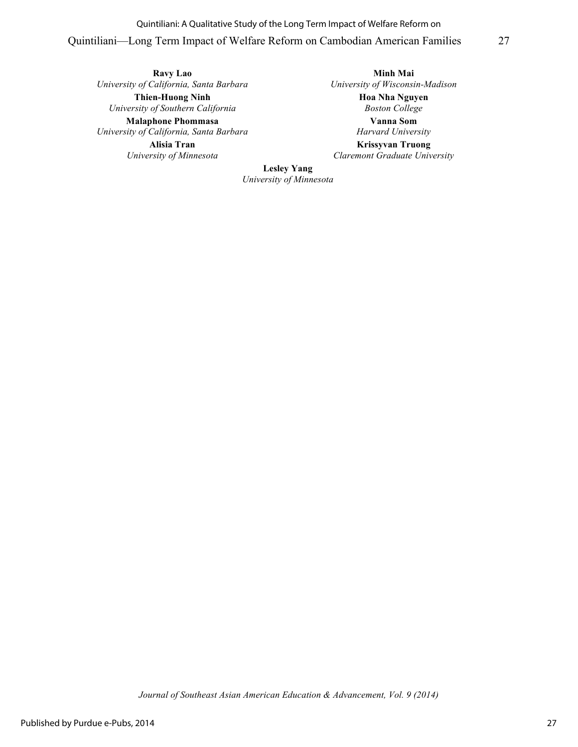**Ravy Lao**
*University of California, Santa Barbara*

**Thien-Huong Ninh**
*University of Southern California*

**Malaphone Phommasa**
*University of California, Santa Barbara*

**Alisia Tran**
*University of Minnesota*

**Minh Mai**
*University of Wisconsin-Madison*

**Hoa Nha Nguyen**
*Boston College*

**Vanna Som**
*Harvard University*

**Krissyvan Truong**
*Claremont Graduate University*

**Lesley Yang**
*University of Minnesota*